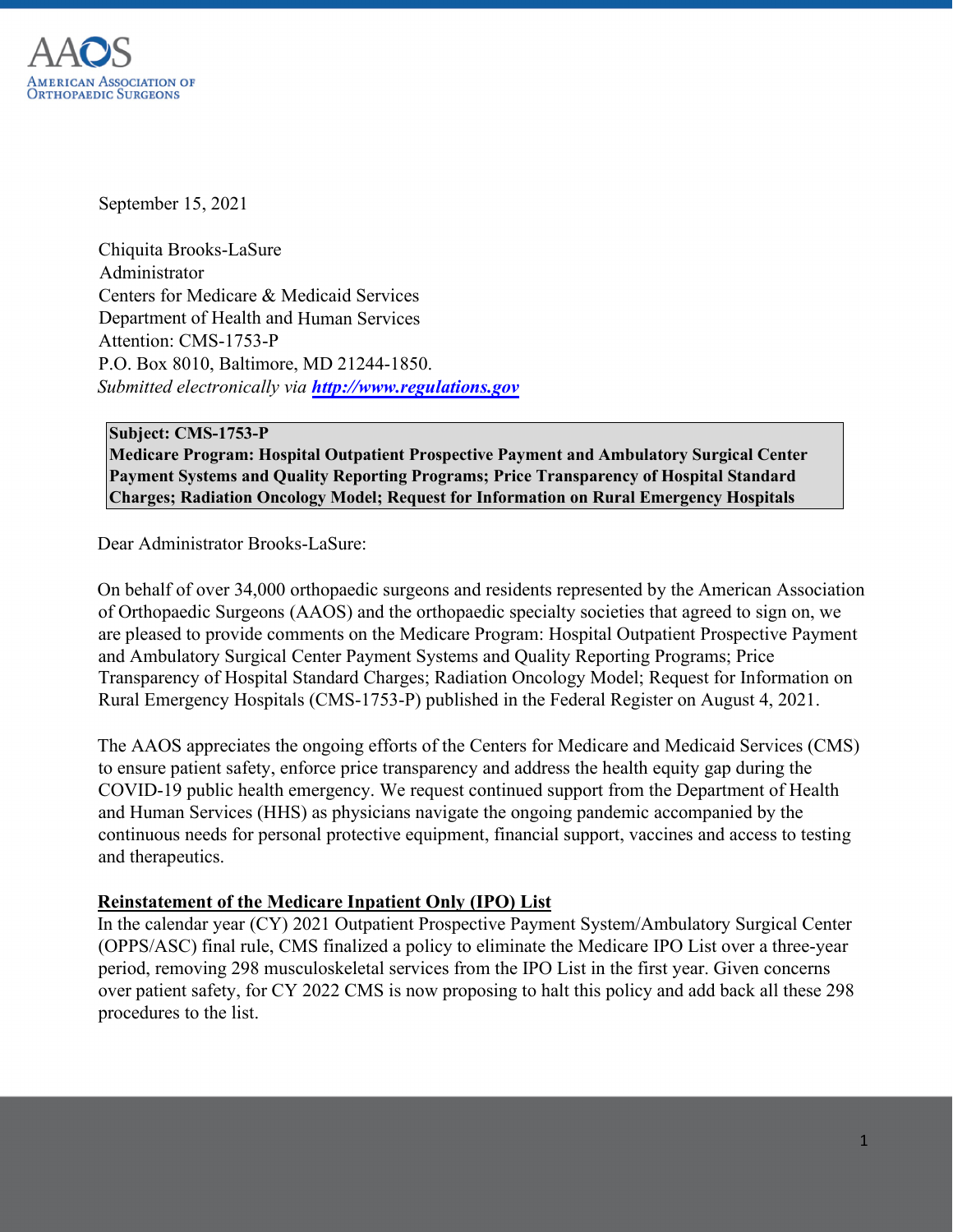AAOS
AMERICAN ASSOCIATION OF ORTHOPAEDIC SURGEONS

September 15, 2021

Chiquita Brooks-LaSure
Administrator
Centers for Medicare & Medicaid Services
Department of Health and Human Services
Attention: CMS-1753-P
P.O. Box 8010, Baltimore, MD 21244-1850.
*Submitted electronically via* ***[http://www.regulations.gov](http://www.regulations.gov)***

**Subject: CMS-1753-P**
**Medicare Program: Hospital Outpatient Prospective Payment and Ambulatory Surgical Center Payment Systems and Quality Reporting Programs; Price Transparency of Hospital Standard Charges; Radiation Oncology Model; Request for Information on Rural Emergency Hospitals**

Dear Administrator Brooks-LaSure:

On behalf of over 34,000 orthopaedic surgeons and residents represented by the American Association of Orthopaedic Surgeons (AAOS) and the orthopaedic specialty societies that agreed to sign on, we are pleased to provide comments on the Medicare Program: Hospital Outpatient Prospective Payment and Ambulatory Surgical Center Payment Systems and Quality Reporting Programs; Price Transparency of Hospital Standard Charges; Radiation Oncology Model; Request for Information on Rural Emergency Hospitals (CMS-1753-P) published in the Federal Register on August 4, 2021.

The AAOS appreciates the ongoing efforts of the Centers for Medicare and Medicaid Services (CMS) to ensure patient safety, enforce price transparency and address the health equity gap during the COVID-19 public health emergency. We request continued support from the Department of Health and Human Services (HHS) as physicians navigate the ongoing pandemic accompanied by the continuous needs for personal protective equipment, financial support, vaccines and access to testing and therapeutics.

**Reinstatement of the Medicare Inpatient Only (IPO) List**

In the calendar year (CY) 2021 Outpatient Prospective Payment System/Ambulatory Surgical Center (OPPS/ASC) final rule, CMS finalized a policy to eliminate the Medicare IPO List over a three-year period, removing 298 musculoskeletal services from the IPO List in the first year. Given concerns over patient safety, for CY 2022 CMS is now proposing to halt this policy and add back all these 298 procedures to the list.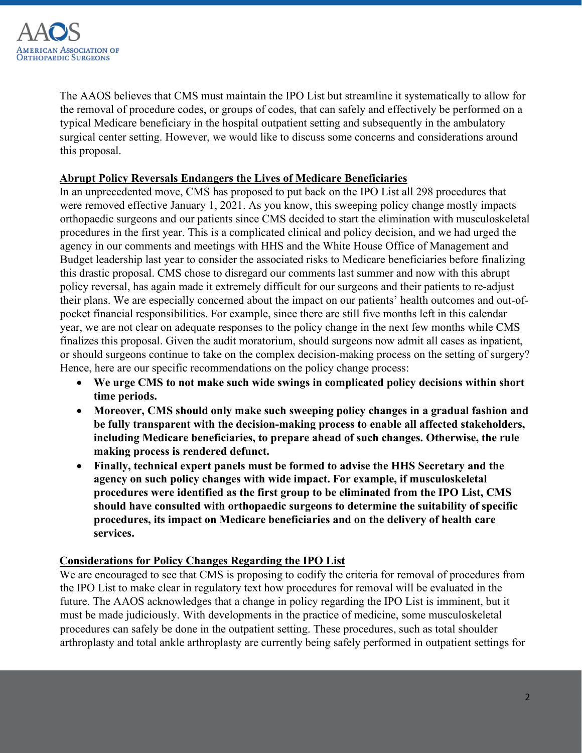The AAOS believes that CMS must maintain the IPO List but streamline it systematically to allow for the removal of procedure codes, or groups of codes, that can safely and effectively be performed on a typical Medicare beneficiary in the hospital outpatient setting and subsequently in the ambulatory surgical center setting. However, we would like to discuss some concerns and considerations around this proposal.

**Abrupt Policy Reversals Endangers the Lives of Medicare Beneficiaries**

In an unprecedented move, CMS has proposed to put back on the IPO List all 298 procedures that were removed effective January 1, 2021. As you know, this sweeping policy change mostly impacts orthopaedic surgeons and our patients since CMS decided to start the elimination with musculoskeletal procedures in the first year. This is a complicated clinical and policy decision, and we had urged the agency in our comments and meetings with HHS and the White House Office of Management and Budget leadership last year to consider the associated risks to Medicare beneficiaries before finalizing this drastic proposal. CMS chose to disregard our comments last summer and now with this abrupt policy reversal, has again made it extremely difficult for our surgeons and their patients to re-adjust their plans. We are especially concerned about the impact on our patients' health outcomes and out-of-pocket financial responsibilities. For example, since there are still five months left in this calendar year, we are not clear on adequate responses to the policy change in the next few months while CMS finalizes this proposal. Given the audit moratorium, should surgeons now admit all cases as inpatient, or should surgeons continue to take on the complex decision-making process on the setting of surgery? Hence, here are our specific recommendations on the policy change process:

- **We urge CMS to not make such wide swings in complicated policy decisions within short time periods.**
- **Moreover, CMS should only make such sweeping policy changes in a gradual fashion and be fully transparent with the decision-making process to enable all affected stakeholders, including Medicare beneficiaries, to prepare ahead of such changes. Otherwise, the rule making process is rendered defunct.**
- **Finally, technical expert panels must be formed to advise the HHS Secretary and the agency on such policy changes with wide impact. For example, if musculoskeletal procedures were identified as the first group to be eliminated from the IPO List, CMS should have consulted with orthopaedic surgeons to determine the suitability of specific procedures, its impact on Medicare beneficiaries and on the delivery of health care services.**

**Considerations for Policy Changes Regarding the IPO List**

We are encouraged to see that CMS is proposing to codify the criteria for removal of procedures from the IPO List to make clear in regulatory text how procedures for removal will be evaluated in the future. The AAOS acknowledges that a change in policy regarding the IPO List is imminent, but it must be made judiciously. With developments in the practice of medicine, some musculoskeletal procedures can safely be done in the outpatient setting. These procedures, such as total shoulder arthroplasty and total ankle arthroplasty are currently being safely performed in outpatient settings for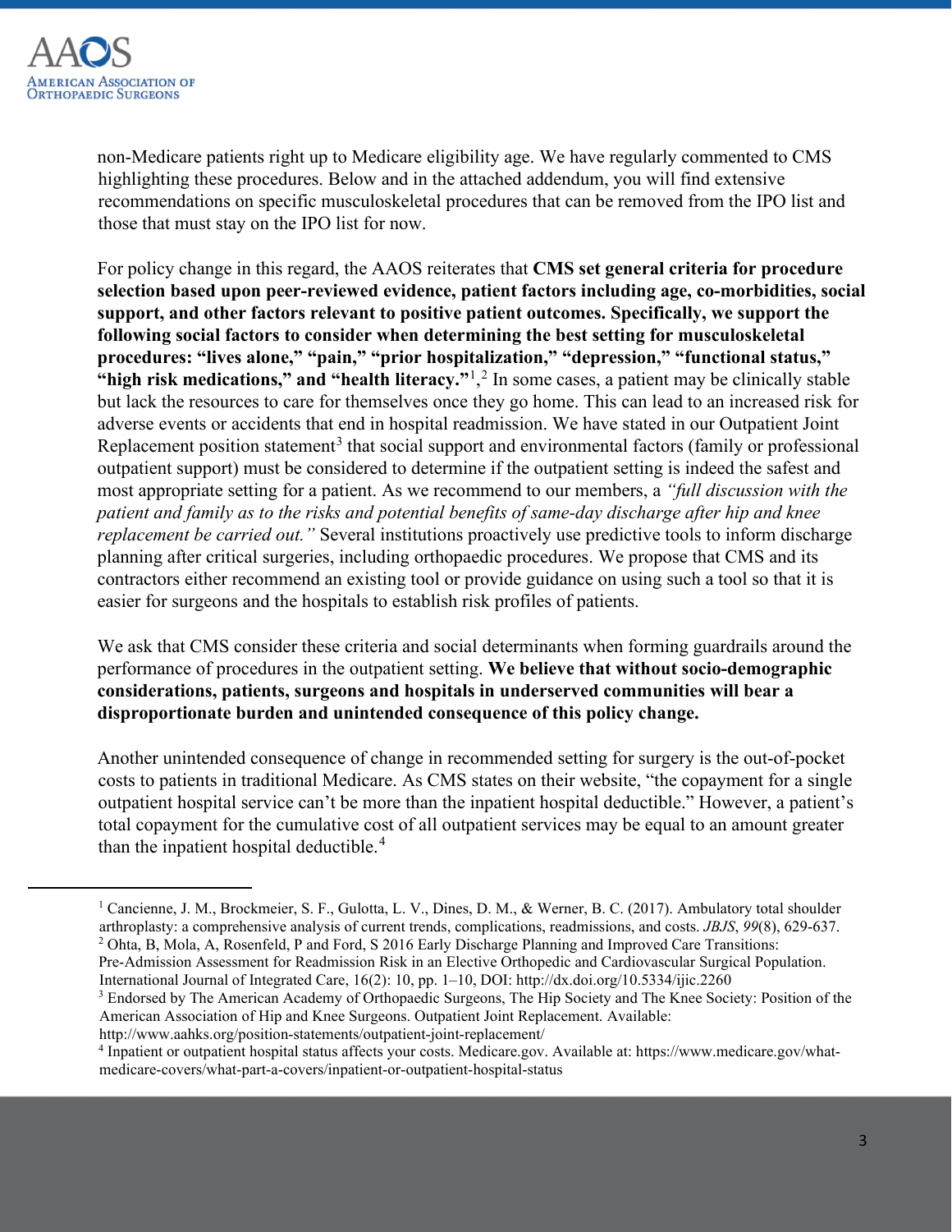non-Medicare patients right up to Medicare eligibility age. We have regularly commented to CMS highlighting these procedures. Below and in the attached addendum, you will find extensive recommendations on specific musculoskeletal procedures that can be removed from the IPO list and those that must stay on the IPO list for now.

For policy change in this regard, the AAOS reiterates that **CMS set general criteria for procedure selection based upon peer-reviewed evidence, patient factors including age, co-morbidities, social support, and other factors relevant to positive patient outcomes. Specifically, we support the following social factors to consider when determining the best setting for musculoskeletal procedures: "lives alone," "pain," "prior hospitalization," "depression," "functional status," "high risk medications," and "health literacy."**[1,2] In some cases, a patient may be clinically stable but lack the resources to care for themselves once they go home. This can lead to an increased risk for adverse events or accidents that end in hospital readmission. We have stated in our Outpatient Joint Replacement position statement[3] that social support and environmental factors (family or professional outpatient support) must be considered to determine if the outpatient setting is indeed the safest and most appropriate setting for a patient. As we recommend to our members, a *"full discussion with the patient and family as to the risks and potential benefits of same-day discharge after hip and knee replacement be carried out."* Several institutions proactively use predictive tools to inform discharge planning after critical surgeries, including orthopaedic procedures. We propose that CMS and its contractors either recommend an existing tool or provide guidance on using such a tool so that it is easier for surgeons and the hospitals to establish risk profiles of patients.

We ask that CMS consider these criteria and social determinants when forming guardrails around the performance of procedures in the outpatient setting. **We believe that without socio-demographic considerations, patients, surgeons and hospitals in underserved communities will bear a disproportionate burden and unintended consequence of this policy change.**

Another unintended consequence of change in recommended setting for surgery is the out-of-pocket costs to patients in traditional Medicare. As CMS states on their website, "the copayment for a single outpatient hospital service can't be more than the inpatient hospital deductible." However, a patient's total copayment for the cumulative cost of all outpatient services may be equal to an amount greater than the inpatient hospital deductible.[4]

---

[1] Cancienne, J. M., Brockmeier, S. F., Gulotta, L. V., Dines, D. M., & Werner, B. C. (2017). Ambulatory total shoulder arthroplasty: a comprehensive analysis of current trends, complications, readmissions, and costs. *JBJS*, *99*(8), 629-637.

[2] Ohta, B, Mola, A, Rosenfeld, P and Ford, S 2016 Early Discharge Planning and Improved Care Transitions: Pre-Admission Assessment for Readmission Risk in an Elective Orthopedic and Cardiovascular Surgical Population. International Journal of Integrated Care, 16(2): 10, pp. 1–10, DOI: http://dx.doi.org/10.5334/ijic.2260

[3] Endorsed by The American Academy of Orthopaedic Surgeons, The Hip Society and The Knee Society: Position of the American Association of Hip and Knee Surgeons. Outpatient Joint Replacement. Available: http://www.aahks.org/position-statements/outpatient-joint-replacement/

[4] Inpatient or outpatient hospital status affects your costs. Medicare.gov. Available at: https://www.medicare.gov/what-medicare-covers/what-part-a-covers/inpatient-or-outpatient-hospital-status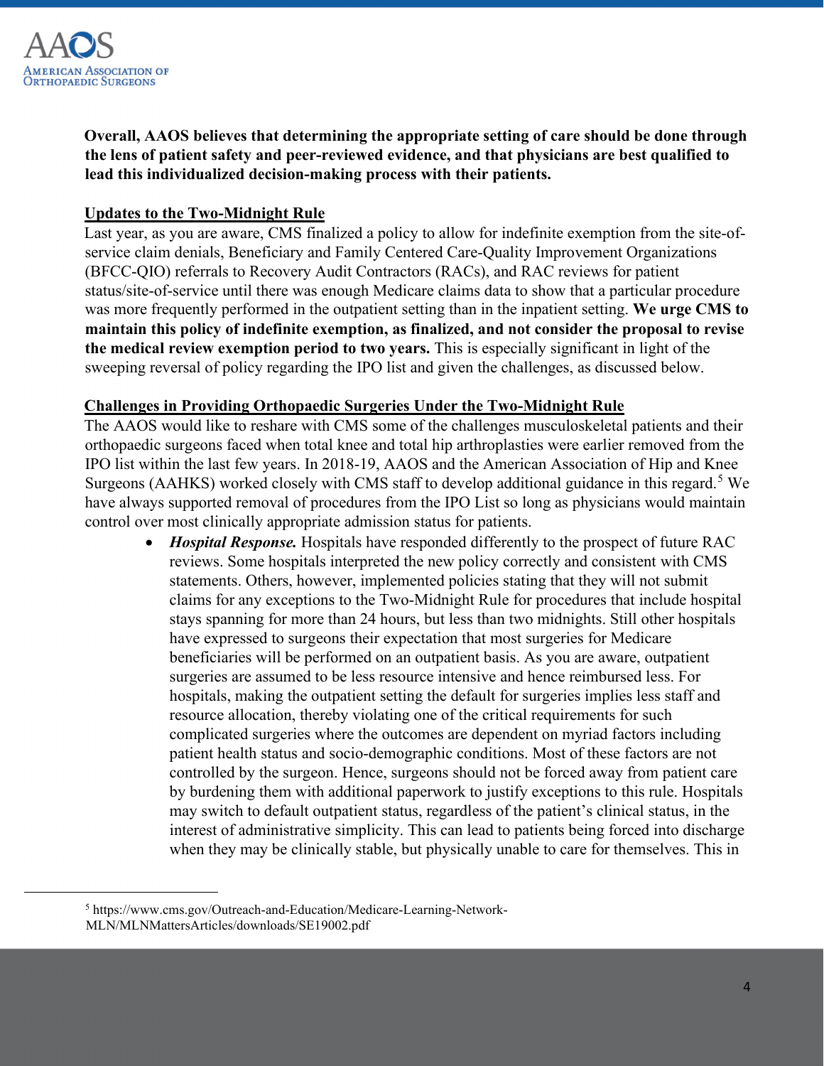**Overall, AAOS believes that determining the appropriate setting of care should be done through the lens of patient safety and peer-reviewed evidence, and that physicians are best qualified to lead this individualized decision-making process with their patients.**

## Updates to the Two-Midnight Rule

Last year, as you are aware, CMS finalized a policy to allow for indefinite exemption from the site-of-service claim denials, Beneficiary and Family Centered Care-Quality Improvement Organizations (BFCC-QIO) referrals to Recovery Audit Contractors (RACs), and RAC reviews for patient status/site-of-service until there was enough Medicare claims data to show that a particular procedure was more frequently performed in the outpatient setting than in the inpatient setting. **We urge CMS to maintain this policy of indefinite exemption, as finalized, and not consider the proposal to revise the medical review exemption period to two years.** This is especially significant in light of the sweeping reversal of policy regarding the IPO list and given the challenges, as discussed below.

## Challenges in Providing Orthopaedic Surgeries Under the Two-Midnight Rule

The AAOS would like to reshare with CMS some of the challenges musculoskeletal patients and their orthopaedic surgeons faced when total knee and total hip arthroplasties were earlier removed from the IPO list within the last few years. In 2018-19, AAOS and the American Association of Hip and Knee Surgeons (AAHKS) worked closely with CMS staff to develop additional guidance in this regard.[5] We have always supported removal of procedures from the IPO List so long as physicians would maintain control over most clinically appropriate admission status for patients.

- ***Hospital Response.*** Hospitals have responded differently to the prospect of future RAC reviews. Some hospitals interpreted the new policy correctly and consistent with CMS statements. Others, however, implemented policies stating that they will not submit claims for any exceptions to the Two-Midnight Rule for procedures that include hospital stays spanning for more than 24 hours, but less than two midnights. Still other hospitals have expressed to surgeons their expectation that most surgeries for Medicare beneficiaries will be performed on an outpatient basis. As you are aware, outpatient surgeries are assumed to be less resource intensive and hence reimbursed less. For hospitals, making the outpatient setting the default for surgeries implies less staff and resource allocation, thereby violating one of the critical requirements for such complicated surgeries where the outcomes are dependent on myriad factors including patient health status and socio-demographic conditions. Most of these factors are not controlled by the surgeon. Hence, surgeons should not be forced away from patient care by burdening them with additional paperwork to justify exceptions to this rule. Hospitals may switch to default outpatient status, regardless of the patient's clinical status, in the interest of administrative simplicity. This can lead to patients being forced into discharge when they may be clinically stable, but physically unable to care for themselves. This in

[5] https://www.cms.gov/Outreach-and-Education/Medicare-Learning-Network-MLN/MLNMattersArticles/downloads/SE19002.pdf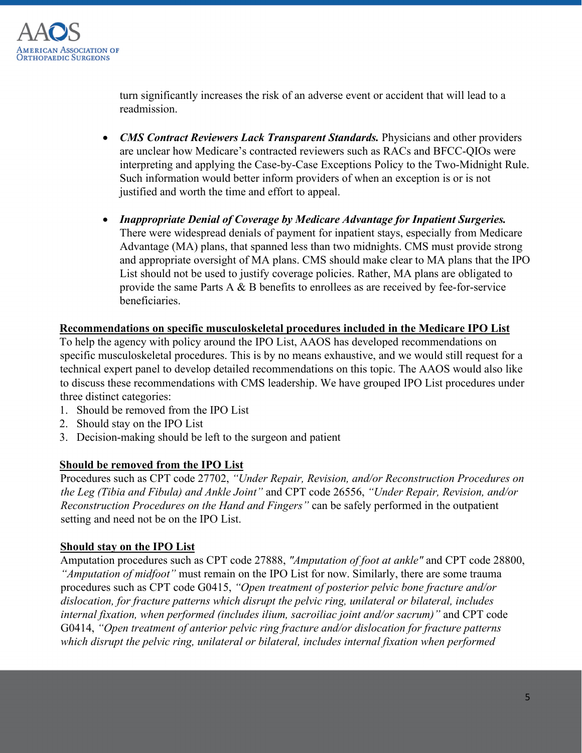turn significantly increases the risk of an adverse event or accident that will lead to a readmission.

- ***CMS Contract Reviewers Lack Transparent Standards.*** Physicians and other providers are unclear how Medicare's contracted reviewers such as RACs and BFCC-QIOs were interpreting and applying the Case-by-Case Exceptions Policy to the Two-Midnight Rule. Such information would better inform providers of when an exception is or is not justified and worth the time and effort to appeal.

- ***Inappropriate Denial of Coverage by Medicare Advantage for Inpatient Surgeries.*** There were widespread denials of payment for inpatient stays, especially from Medicare Advantage (MA) plans, that spanned less than two midnights. CMS must provide strong and appropriate oversight of MA plans. CMS should make clear to MA plans that the IPO List should not be used to justify coverage policies. Rather, MA plans are obligated to provide the same Parts A & B benefits to enrollees as are received by fee-for-service beneficiaries.

**<u>Recommendations on specific musculoskeletal procedures included in the Medicare IPO List</u>**

To help the agency with policy around the IPO List, AAOS has developed recommendations on specific musculoskeletal procedures. This is by no means exhaustive, and we would still request for a technical expert panel to develop detailed recommendations on this topic. The AAOS would also like to discuss these recommendations with CMS leadership. We have grouped IPO List procedures under three distinct categories:

1. Should be removed from the IPO List
2. Should stay on the IPO List
3. Decision-making should be left to the surgeon and patient

**<u>Should be removed from the IPO List</u>**

Procedures such as CPT code 27702, *"Under Repair, Revision, and/or Reconstruction Procedures on the Leg (Tibia and Fibula) and Ankle Joint"* and CPT code 26556, *"Under Repair, Revision, and/or Reconstruction Procedures on the Hand and Fingers"* can be safely performed in the outpatient setting and need not be on the IPO List.

**<u>Should stay on the IPO List</u>**

Amputation procedures such as CPT code 27888, *"Amputation of foot at ankle"* and CPT code 28800, *"Amputation of midfoot"* must remain on the IPO List for now. Similarly, there are some trauma procedures such as CPT code G0415, *"Open treatment of posterior pelvic bone fracture and/or dislocation, for fracture patterns which disrupt the pelvic ring, unilateral or bilateral, includes internal fixation, when performed (includes ilium, sacroiliac joint and/or sacrum)"* and CPT code G0414, *"Open treatment of anterior pelvic ring fracture and/or dislocation for fracture patterns which disrupt the pelvic ring, unilateral or bilateral, includes internal fixation when performed*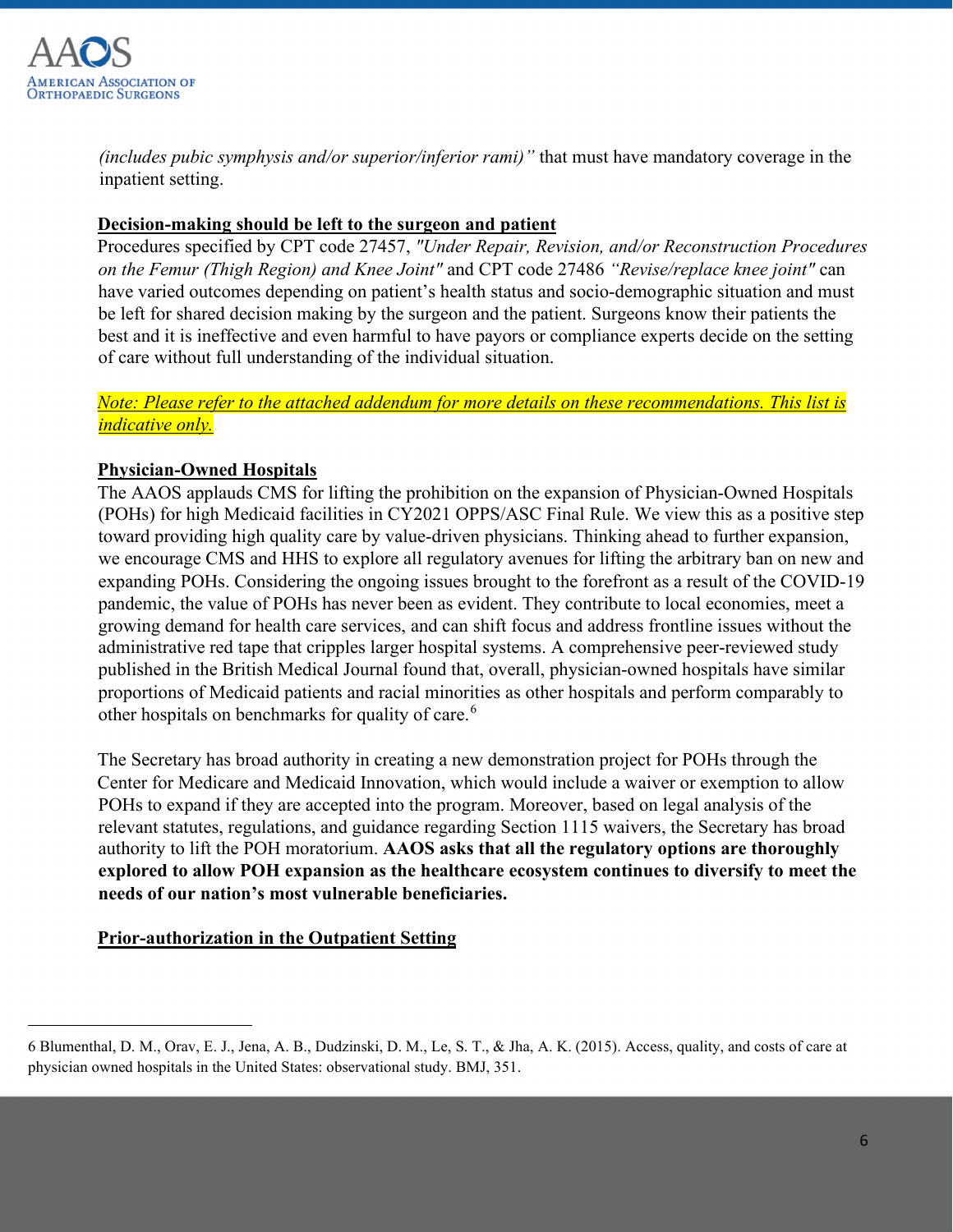*(includes pubic symphysis and/or superior/inferior rami)"* that must have mandatory coverage in the inpatient setting.

**Decision-making should be left to the surgeon and patient**

Procedures specified by CPT code 27457, *"Under Repair, Revision, and/or Reconstruction Procedures on the Femur (Thigh Region) and Knee Joint"* and CPT code 27486 *"Revise/replace knee joint"* can have varied outcomes depending on patient's health status and socio-demographic situation and must be left for shared decision making by the surgeon and the patient. Surgeons know their patients the best and it is ineffective and even harmful to have payors or compliance experts decide on the setting of care without full understanding of the individual situation.

*Note: Please refer to the attached addendum for more details on these recommendations. This list is indicative only.*

**Physician-Owned Hospitals**

The AAOS applauds CMS for lifting the prohibition on the expansion of Physician-Owned Hospitals (POHs) for high Medicaid facilities in CY2021 OPPS/ASC Final Rule. We view this as a positive step toward providing high quality care by value-driven physicians. Thinking ahead to further expansion, we encourage CMS and HHS to explore all regulatory avenues for lifting the arbitrary ban on new and expanding POHs. Considering the ongoing issues brought to the forefront as a result of the COVID-19 pandemic, the value of POHs has never been as evident. They contribute to local economies, meet a growing demand for health care services, and can shift focus and address frontline issues without the administrative red tape that cripples larger hospital systems. A comprehensive peer-reviewed study published in the British Medical Journal found that, overall, physician-owned hospitals have similar proportions of Medicaid patients and racial minorities as other hospitals and perform comparably to other hospitals on benchmarks for quality of care.[6]

The Secretary has broad authority in creating a new demonstration project for POHs through the Center for Medicare and Medicaid Innovation, which would include a waiver or exemption to allow POHs to expand if they are accepted into the program. Moreover, based on legal analysis of the relevant statutes, regulations, and guidance regarding Section 1115 waivers, the Secretary has broad authority to lift the POH moratorium. **AAOS asks that all the regulatory options are thoroughly explored to allow POH expansion as the healthcare ecosystem continues to diversify to meet the needs of our nation's most vulnerable beneficiaries.**

**Prior-authorization in the Outpatient Setting**

---

6 Blumenthal, D. M., Orav, E. J., Jena, A. B., Dudzinski, D. M., Le, S. T., & Jha, A. K. (2015). Access, quality, and costs of care at physician owned hospitals in the United States: observational study. BMJ, 351.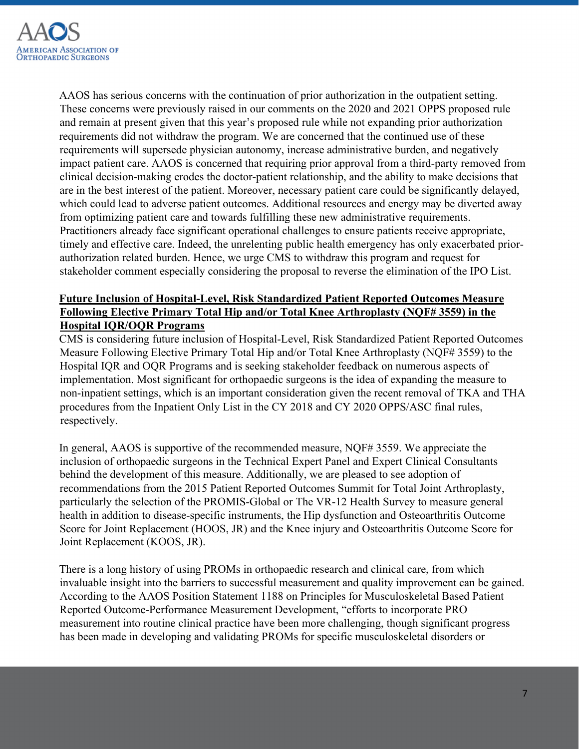AAOS has serious concerns with the continuation of prior authorization in the outpatient setting. These concerns were previously raised in our comments on the 2020 and 2021 OPPS proposed rule and remain at present given that this year's proposed rule while not expanding prior authorization requirements did not withdraw the program. We are concerned that the continued use of these requirements will supersede physician autonomy, increase administrative burden, and negatively impact patient care. AAOS is concerned that requiring prior approval from a third-party removed from clinical decision-making erodes the doctor-patient relationship, and the ability to make decisions that are in the best interest of the patient. Moreover, necessary patient care could be significantly delayed, which could lead to adverse patient outcomes. Additional resources and energy may be diverted away from optimizing patient care and towards fulfilling these new administrative requirements. Practitioners already face significant operational challenges to ensure patients receive appropriate, timely and effective care. Indeed, the unrelenting public health emergency has only exacerbated prior-authorization related burden. Hence, we urge CMS to withdraw this program and request for stakeholder comment especially considering the proposal to reverse the elimination of the IPO List.

**Future Inclusion of Hospital-Level, Risk Standardized Patient Reported Outcomes Measure Following Elective Primary Total Hip and/or Total Knee Arthroplasty (NQF# 3559) in the Hospital IQR/OQR Programs**

CMS is considering future inclusion of Hospital-Level, Risk Standardized Patient Reported Outcomes Measure Following Elective Primary Total Hip and/or Total Knee Arthroplasty (NQF# 3559) to the Hospital IQR and OQR Programs and is seeking stakeholder feedback on numerous aspects of implementation. Most significant for orthopaedic surgeons is the idea of expanding the measure to non-inpatient settings, which is an important consideration given the recent removal of TKA and THA procedures from the Inpatient Only List in the CY 2018 and CY 2020 OPPS/ASC final rules, respectively.

In general, AAOS is supportive of the recommended measure, NQF# 3559. We appreciate the inclusion of orthopaedic surgeons in the Technical Expert Panel and Expert Clinical Consultants behind the development of this measure. Additionally, we are pleased to see adoption of recommendations from the 2015 Patient Reported Outcomes Summit for Total Joint Arthroplasty, particularly the selection of the PROMIS-Global or The VR-12 Health Survey to measure general health in addition to disease-specific instruments, the Hip dysfunction and Osteoarthritis Outcome Score for Joint Replacement (HOOS, JR) and the Knee injury and Osteoarthritis Outcome Score for Joint Replacement (KOOS, JR).

There is a long history of using PROMs in orthopaedic research and clinical care, from which invaluable insight into the barriers to successful measurement and quality improvement can be gained. According to the AAOS Position Statement 1188 on Principles for Musculoskeletal Based Patient Reported Outcome-Performance Measurement Development, "efforts to incorporate PRO measurement into routine clinical practice have been more challenging, though significant progress has been made in developing and validating PROMs for specific musculoskeletal disorders or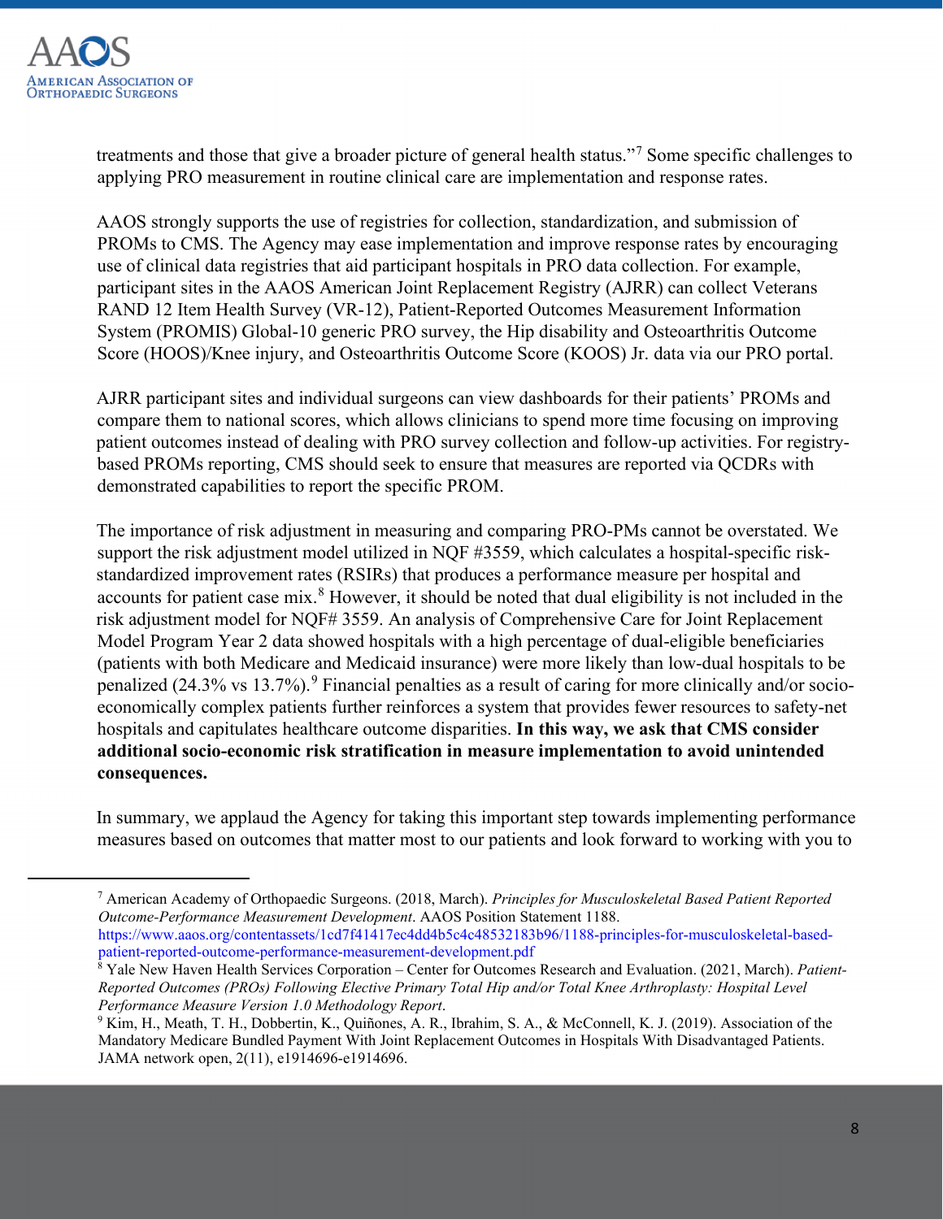treatments and those that give a broader picture of general health status."[7] Some specific challenges to applying PRO measurement in routine clinical care are implementation and response rates.

AAOS strongly supports the use of registries for collection, standardization, and submission of PROMs to CMS. The Agency may ease implementation and improve response rates by encouraging use of clinical data registries that aid participant hospitals in PRO data collection. For example, participant sites in the AAOS American Joint Replacement Registry (AJRR) can collect Veterans RAND 12 Item Health Survey (VR-12), Patient-Reported Outcomes Measurement Information System (PROMIS) Global-10 generic PRO survey, the Hip disability and Osteoarthritis Outcome Score (HOOS)/Knee injury, and Osteoarthritis Outcome Score (KOOS) Jr. data via our PRO portal.

AJRR participant sites and individual surgeons can view dashboards for their patients' PROMs and compare them to national scores, which allows clinicians to spend more time focusing on improving patient outcomes instead of dealing with PRO survey collection and follow-up activities. For registry-based PROMs reporting, CMS should seek to ensure that measures are reported via QCDRs with demonstrated capabilities to report the specific PROM.

The importance of risk adjustment in measuring and comparing PRO-PMs cannot be overstated. We support the risk adjustment model utilized in NQF #3559, which calculates a hospital-specific risk-standardized improvement rates (RSIRs) that produces a performance measure per hospital and accounts for patient case mix.[8] However, it should be noted that dual eligibility is not included in the risk adjustment model for NQF# 3559. An analysis of Comprehensive Care for Joint Replacement Model Program Year 2 data showed hospitals with a high percentage of dual-eligible beneficiaries (patients with both Medicare and Medicaid insurance) were more likely than low-dual hospitals to be penalized (24.3% vs 13.7%).[9] Financial penalties as a result of caring for more clinically and/or socio-economically complex patients further reinforces a system that provides fewer resources to safety-net hospitals and capitulates healthcare outcome disparities. **In this way, we ask that CMS consider additional socio-economic risk stratification in measure implementation to avoid unintended consequences.**

In summary, we applaud the Agency for taking this important step towards implementing performance measures based on outcomes that matter most to our patients and look forward to working with you to

---

[7] American Academy of Orthopaedic Surgeons. (2018, March). *Principles for Musculoskeletal Based Patient Reported Outcome-Performance Measurement Development*. AAOS Position Statement 1188. https://www.aaos.org/contentassets/1cd7f41417ec4dd4b5c4c48532183b96/1188-principles-for-musculoskeletal-based-patient-reported-outcome-performance-measurement-development.pdf

[8] Yale New Haven Health Services Corporation – Center for Outcomes Research and Evaluation. (2021, March). *Patient-Reported Outcomes (PROs) Following Elective Primary Total Hip and/or Total Knee Arthroplasty: Hospital Level Performance Measure Version 1.0 Methodology Report*.

[9] Kim, H., Meath, T. H., Dobbertin, K., Quiñones, A. R., Ibrahim, S. A., & McConnell, K. J. (2019). Association of the Mandatory Medicare Bundled Payment With Joint Replacement Outcomes in Hospitals With Disadvantaged Patients. JAMA network open, 2(11), e1914696-e1914696.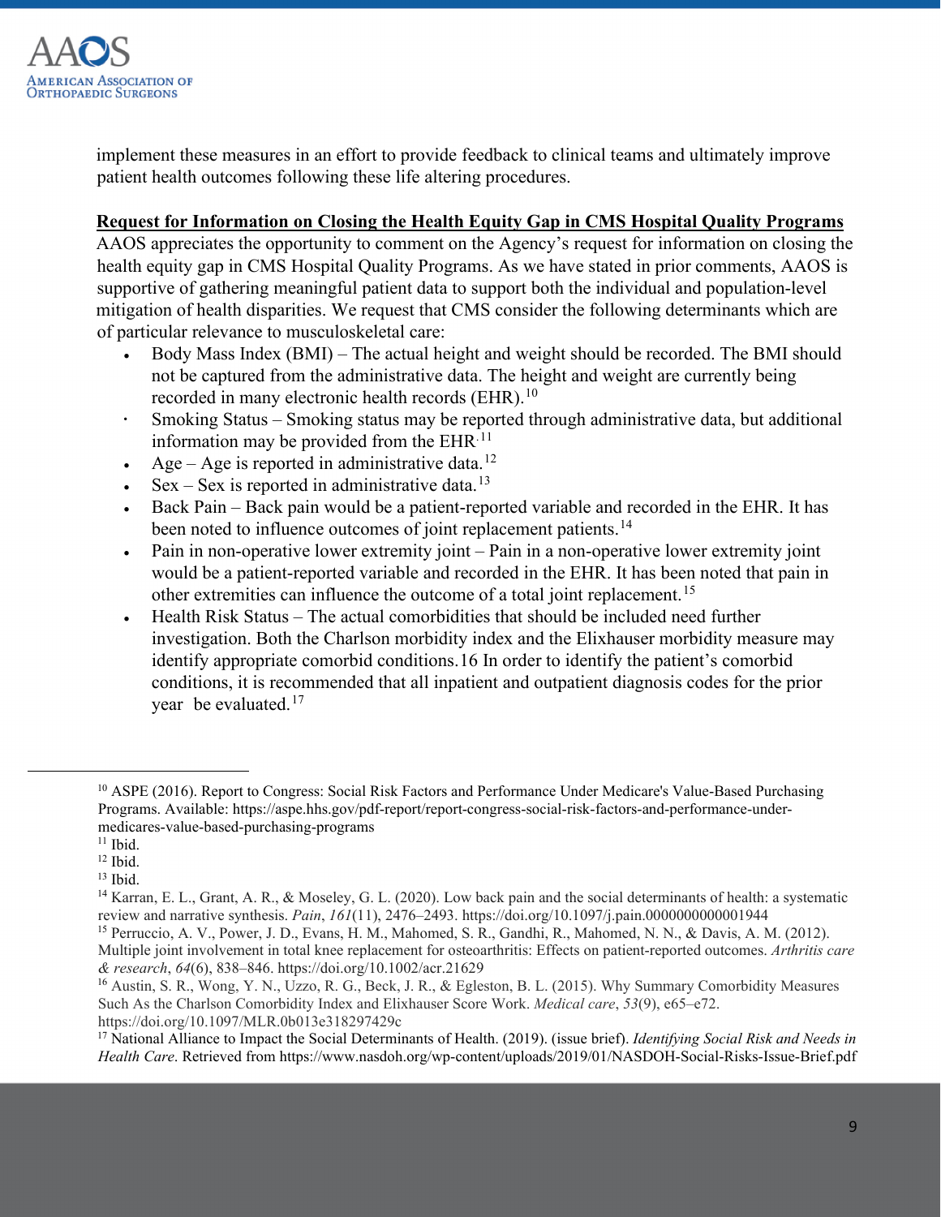implement these measures in an effort to provide feedback to clinical teams and ultimately improve patient health outcomes following these life altering procedures.

**Request for Information on Closing the Health Equity Gap in CMS Hospital Quality Programs**

AAOS appreciates the opportunity to comment on the Agency's request for information on closing the health equity gap in CMS Hospital Quality Programs. As we have stated in prior comments, AAOS is supportive of gathering meaningful patient data to support both the individual and population-level mitigation of health disparities. We request that CMS consider the following determinants which are of particular relevance to musculoskeletal care:

- Body Mass Index (BMI) – The actual height and weight should be recorded. The BMI should not be captured from the administrative data. The height and weight are currently being recorded in many electronic health records (EHR).[10]
- Smoking Status – Smoking status may be reported through administrative data, but additional information may be provided from the EHR.[11]
- Age – Age is reported in administrative data.[12]
- Sex – Sex is reported in administrative data.[13]
- Back Pain – Back pain would be a patient-reported variable and recorded in the EHR. It has been noted to influence outcomes of joint replacement patients.[14]
- Pain in non-operative lower extremity joint – Pain in a non-operative lower extremity joint would be a patient-reported variable and recorded in the EHR. It has been noted that pain in other extremities can influence the outcome of a total joint replacement.[15]
- Health Risk Status – The actual comorbidities that should be included need further investigation. Both the Charlson morbidity index and the Elixhauser morbidity measure may identify appropriate comorbid conditions.16 In order to identify the patient's comorbid conditions, it is recommended that all inpatient and outpatient diagnosis codes for the prior year be evaluated.[17]

---

[10] ASPE (2016). Report to Congress: Social Risk Factors and Performance Under Medicare's Value-Based Purchasing Programs. Available: https://aspe.hhs.gov/pdf-report/report-congress-social-risk-factors-and-performance-under-medicares-value-based-purchasing-programs

[11] Ibid.

[12] Ibid.

[13] Ibid.

[14] Karran, E. L., Grant, A. R., & Moseley, G. L. (2020). Low back pain and the social determinants of health: a systematic review and narrative synthesis. *Pain*, *161*(11), 2476–2493. https://doi.org/10.1097/j.pain.0000000000001944

[15] Perruccio, A. V., Power, J. D., Evans, H. M., Mahomed, S. R., Gandhi, R., Mahomed, N. N., & Davis, A. M. (2012). Multiple joint involvement in total knee replacement for osteoarthritis: Effects on patient-reported outcomes. *Arthritis care & research*, *64*(6), 838–846. https://doi.org/10.1002/acr.21629

[16] Austin, S. R., Wong, Y. N., Uzzo, R. G., Beck, J. R., & Egleston, B. L. (2015). Why Summary Comorbidity Measures Such As the Charlson Comorbidity Index and Elixhauser Score Work. *Medical care*, *53*(9), e65–e72. https://doi.org/10.1097/MLR.0b013e318297429c

[17] National Alliance to Impact the Social Determinants of Health. (2019). (issue brief). *Identifying Social Risk and Needs in Health Care*. Retrieved from https://www.nasdoh.org/wp-content/uploads/2019/01/NASDOH-Social-Risks-Issue-Brief.pdf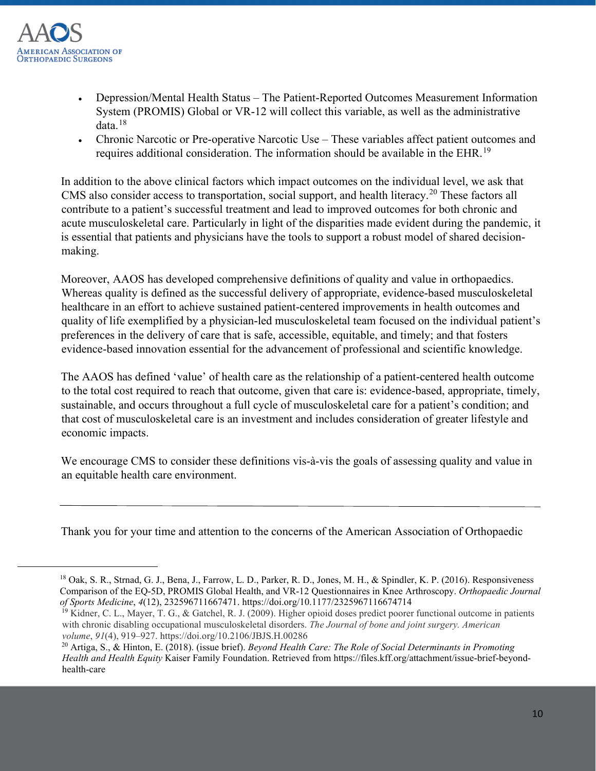- Depression/Mental Health Status – The Patient-Reported Outcomes Measurement Information System (PROMIS) Global or VR-12 will collect this variable, as well as the administrative data.[18]
- Chronic Narcotic or Pre-operative Narcotic Use – These variables affect patient outcomes and requires additional consideration. The information should be available in the EHR.[19]

In addition to the above clinical factors which impact outcomes on the individual level, we ask that CMS also consider access to transportation, social support, and health literacy.[20] These factors all contribute to a patient's successful treatment and lead to improved outcomes for both chronic and acute musculoskeletal care. Particularly in light of the disparities made evident during the pandemic, it is essential that patients and physicians have the tools to support a robust model of shared decision-making.

Moreover, AAOS has developed comprehensive definitions of quality and value in orthopaedics. Whereas quality is defined as the successful delivery of appropriate, evidence-based musculoskeletal healthcare in an effort to achieve sustained patient-centered improvements in health outcomes and quality of life exemplified by a physician-led musculoskeletal team focused on the individual patient's preferences in the delivery of care that is safe, accessible, equitable, and timely; and that fosters evidence-based innovation essential for the advancement of professional and scientific knowledge.

The AAOS has defined 'value' of health care as the relationship of a patient-centered health outcome to the total cost required to reach that outcome, given that care is: evidence-based, appropriate, timely, sustainable, and occurs throughout a full cycle of musculoskeletal care for a patient's condition; and that cost of musculoskeletal care is an investment and includes consideration of greater lifestyle and economic impacts.

We encourage CMS to consider these definitions vis-à-vis the goals of assessing quality and value in an equitable health care environment.

---

Thank you for your time and attention to the concerns of the American Association of Orthopaedic

---

[18] Oak, S. R., Strnad, G. J., Bena, J., Farrow, L. D., Parker, R. D., Jones, M. H., & Spindler, K. P. (2016). Responsiveness Comparison of the EQ-5D, PROMIS Global Health, and VR-12 Questionnaires in Knee Arthroscopy. *Orthopaedic Journal of Sports Medicine*, *4*(12), 232596711667471. https://doi.org/10.1177/2325967116674714

[19] Kidner, C. L., Mayer, T. G., & Gatchel, R. J. (2009). Higher opioid doses predict poorer functional outcome in patients with chronic disabling occupational musculoskeletal disorders. *The Journal of bone and joint surgery. American volume*, *91*(4), 919–927. https://doi.org/10.2106/JBJS.H.00286

[20] Artiga, S., & Hinton, E. (2018). (issue brief). *Beyond Health Care: The Role of Social Determinants in Promoting Health and Health Equity* Kaiser Family Foundation. Retrieved from https://files.kff.org/attachment/issue-brief-beyond-health-care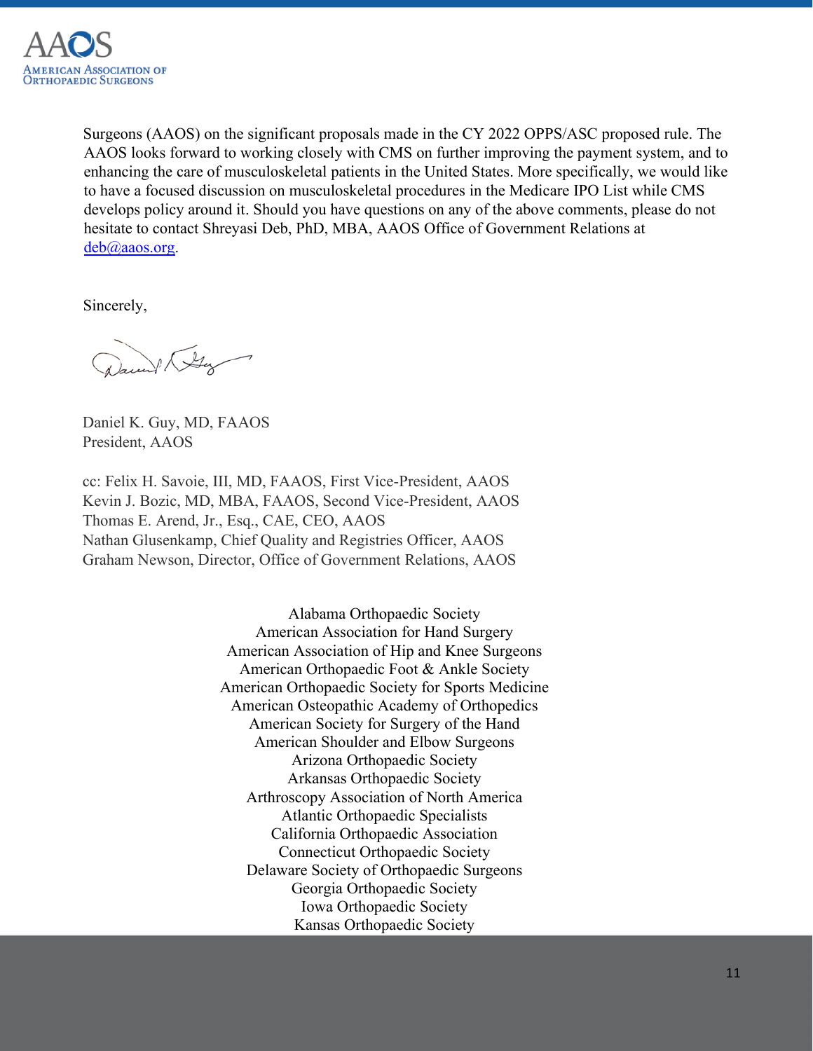Surgeons (AAOS) on the significant proposals made in the CY 2022 OPPS/ASC proposed rule. The AAOS looks forward to working closely with CMS on further improving the payment system, and to enhancing the care of musculoskeletal patients in the United States. More specifically, we would like to have a focused discussion on musculoskeletal procedures in the Medicare IPO List while CMS develops policy around it. Should you have questions on any of the above comments, please do not hesitate to contact Shreyasi Deb, PhD, MBA, AAOS Office of Government Relations at deb@aaos.org.

Sincerely,

Daniel K. Guy, MD, FAAOS
President, AAOS

cc: Felix H. Savoie, III, MD, FAAOS, First Vice-President, AAOS
Kevin J. Bozic, MD, MBA, FAAOS, Second Vice-President, AAOS
Thomas E. Arend, Jr., Esq., CAE, CEO, AAOS
Nathan Glusenkamp, Chief Quality and Registries Officer, AAOS
Graham Newson, Director, Office of Government Relations, AAOS

Alabama Orthopaedic Society
American Association for Hand Surgery
American Association of Hip and Knee Surgeons
American Orthopaedic Foot & Ankle Society
American Orthopaedic Society for Sports Medicine
American Osteopathic Academy of Orthopedics
American Society for Surgery of the Hand
American Shoulder and Elbow Surgeons
Arizona Orthopaedic Society
Arkansas Orthopaedic Society
Arthroscopy Association of North America
Atlantic Orthopaedic Specialists
California Orthopaedic Association
Connecticut Orthopaedic Society
Delaware Society of Orthopaedic Surgeons
Georgia Orthopaedic Society
Iowa Orthopaedic Society
Kansas Orthopaedic Society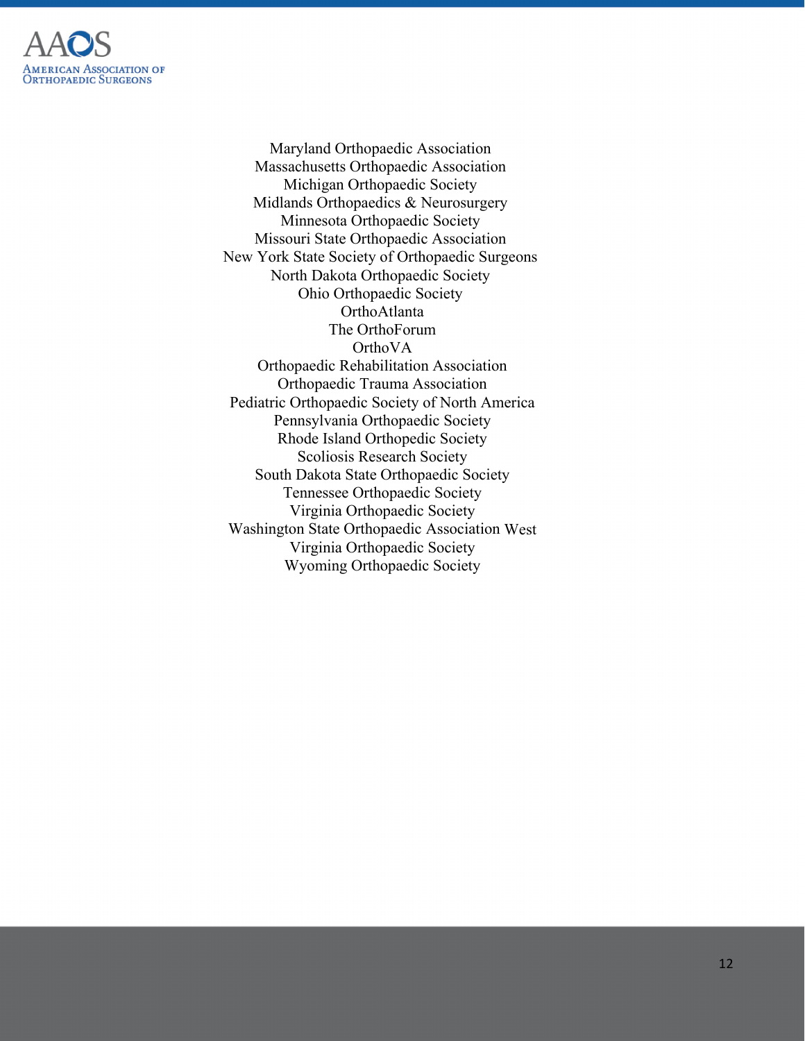Maryland Orthopaedic Association
Massachusetts Orthopaedic Association
Michigan Orthopaedic Society
Midlands Orthopaedics & Neurosurgery
Minnesota Orthopaedic Society
Missouri State Orthopaedic Association
New York State Society of Orthopaedic Surgeons
North Dakota Orthopaedic Society
Ohio Orthopaedic Society
OrthoAtlanta
The OrthoForum
OrthoVA
Orthopaedic Rehabilitation Association
Orthopaedic Trauma Association
Pediatric Orthopaedic Society of North America
Pennsylvania Orthopaedic Society
Rhode Island Orthopedic Society
Scoliosis Research Society
South Dakota State Orthopaedic Society
Tennessee Orthopaedic Society
Virginia Orthopaedic Society
Washington State Orthopaedic Association West
Virginia Orthopaedic Society
Wyoming Orthopaedic Society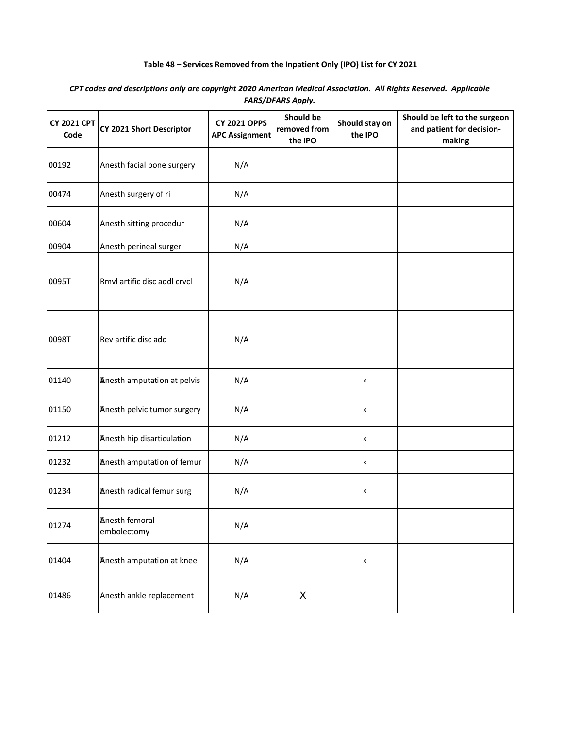**Table 48 – Services Removed from the Inpatient Only (IPO) List for CY 2021**

*CPT codes and descriptions only are copyright 2020 American Medical Association. All Rights Reserved. Applicable FARS/DFARS Apply.*

| CY 2021 CPT Code | CY 2021 Short Descriptor | CY 2021 OPPS APC Assignment | Should be removed from the IPO | Should stay on the IPO | Should be left to the surgeon and patient for decision-making |
|---|---|---|---|---|---|
| 00192 | Anesth facial bone surgery | N/A | | | |
| 00474 | Anesth surgery of ri | N/A | | | |
| 00604 | Anesth sitting procedur | N/A | | | |
| 00904 | Anesth perineal surger | N/A | | | |
| 0095T | Rmvl artific disc addl crvcl | N/A | | | |
| 0098T | Rev artific disc add | N/A | | | |
| 01140 | Anesth amputation at pelvis | N/A | | x | |
| 01150 | Anesth pelvic tumor surgery | N/A | | x | |
| 01212 | Anesth hip disarticulation | N/A | | x | |
| 01232 | Anesth amputation of femur | N/A | | x | |
| 01234 | Anesth radical femur surg | N/A | | x | |
| 01274 | Anesth femoral embolectomy | N/A | | | |
| 01404 | Anesth amputation at knee | N/A | | x | |
| 01486 | Anesth ankle replacement | N/A | X | | |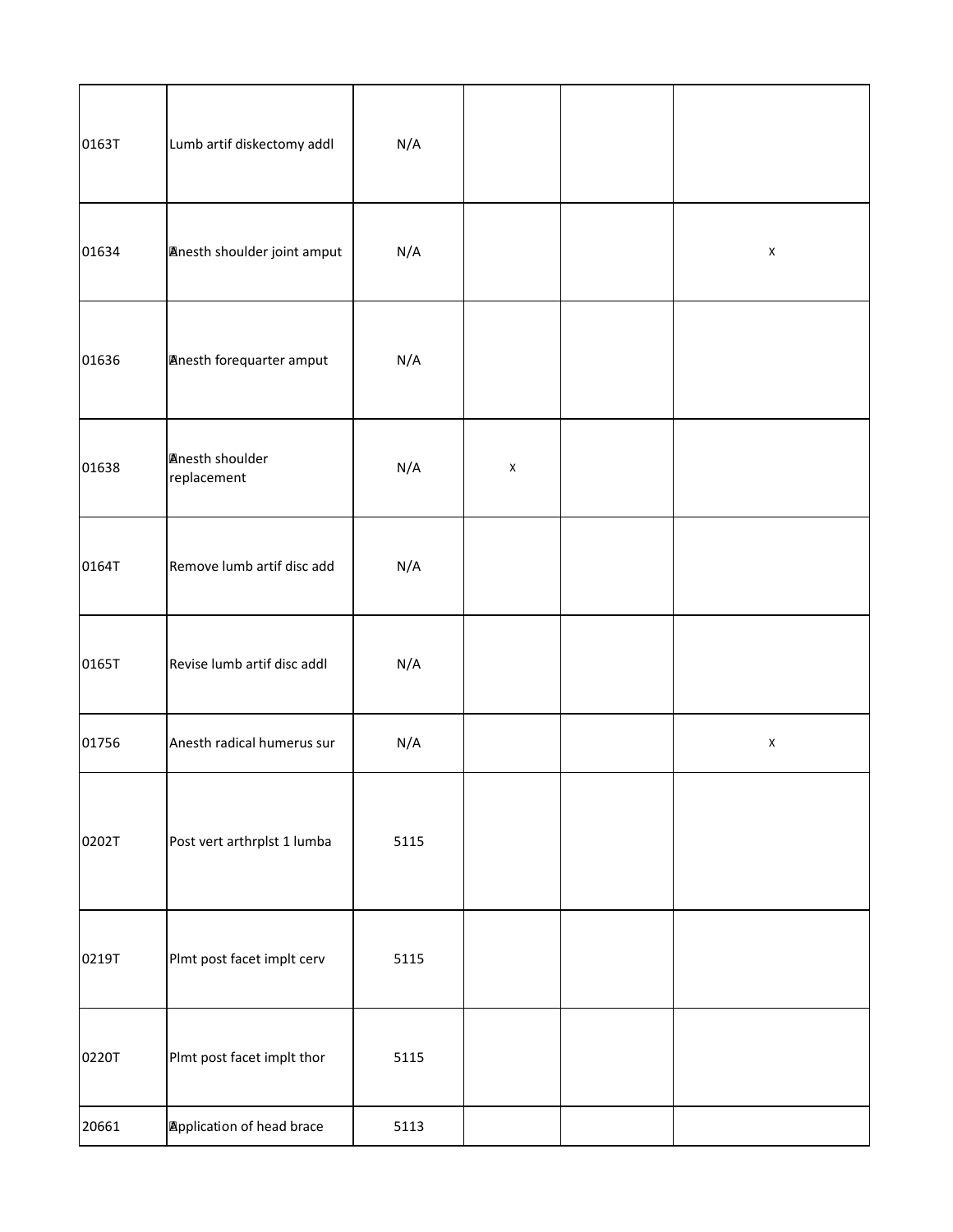| | | | | | |
|---|---|---|---|---|---|
| 0163T | Lumb artif diskectomy addl | N/A | | | |
| 01634 | Anesth shoulder joint amput | N/A | | | X |
| 01636 | Anesth forequarter amput | N/A | | | |
| 01638 | Anesth shoulder replacement | N/A | X | | |
| 0164T | Remove lumb artif disc add | N/A | | | |
| 0165T | Revise lumb artif disc addl | N/A | | | |
| 01756 | Anesth radical humerus sur | N/A | | | X |
| 0202T | Post vert arthrplst 1 lumba | 5115 | | | |
| 0219T | Plmt post facet implt cerv | 5115 | | | |
| 0220T | Plmt post facet implt thor | 5115 | | | |
| 20661 | Application of head brace | 5113 | | | |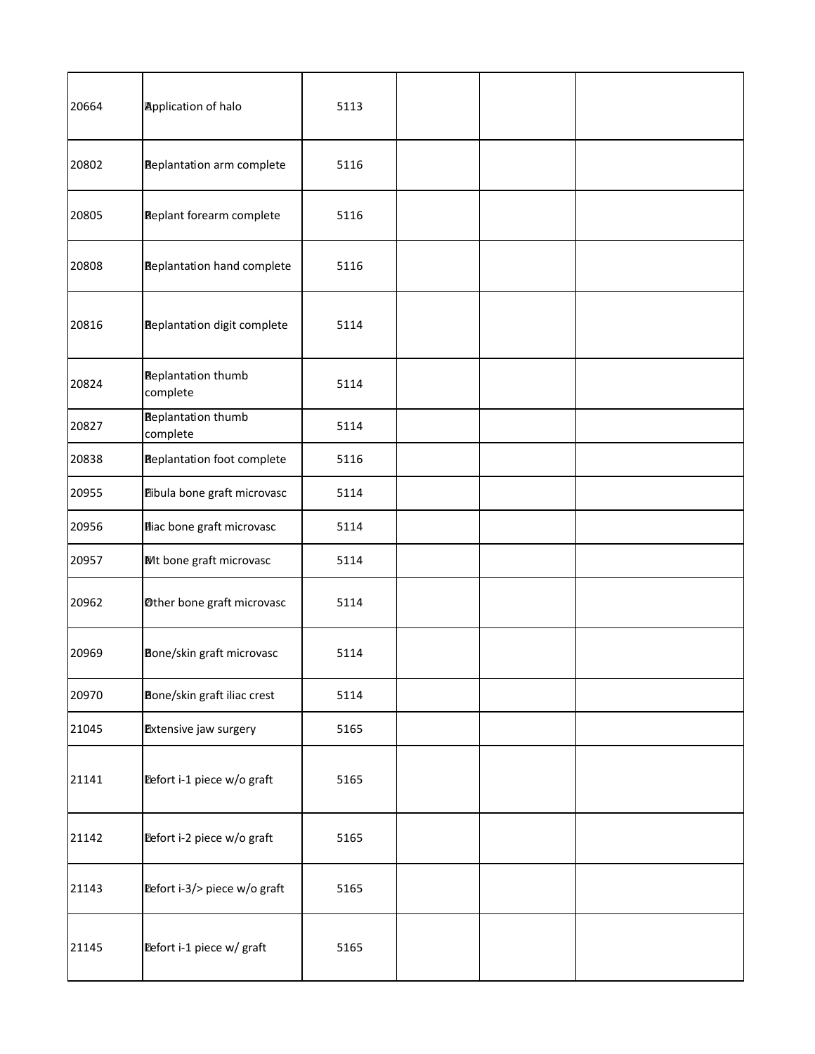| | | | | | |
|---|---|---|---|---|---|
| 20664 | Application of halo | 5113 | | | |
| 20802 | Replantation arm complete | 5116 | | | |
| 20805 | Replant forearm complete | 5116 | | | |
| 20808 | Replantation hand complete | 5116 | | | |
| 20816 | Replantation digit complete | 5114 | | | |
| 20824 | Replantation thumb complete | 5114 | | | |
| 20827 | Replantation thumb complete | 5114 | | | |
| 20838 | Replantation foot complete | 5116 | | | |
| 20955 | Fibula bone graft microvasc | 5114 | | | |
| 20956 | Iliac bone graft microvasc | 5114 | | | |
| 20957 | Mt bone graft microvasc | 5114 | | | |
| 20962 | Other bone graft microvasc | 5114 | | | |
| 20969 | Bone/skin graft microvasc | 5114 | | | |
| 20970 | Bone/skin graft iliac crest | 5114 | | | |
| 21045 | Extensive jaw surgery | 5165 | | | |
| 21141 | Lefort i-1 piece w/o graft | 5165 | | | |
| 21142 | Lefort i-2 piece w/o graft | 5165 | | | |
| 21143 | Lefort i-3/> piece w/o graft | 5165 | | | |
| 21145 | Lefort i-1 piece w/ graft | 5165 | | | |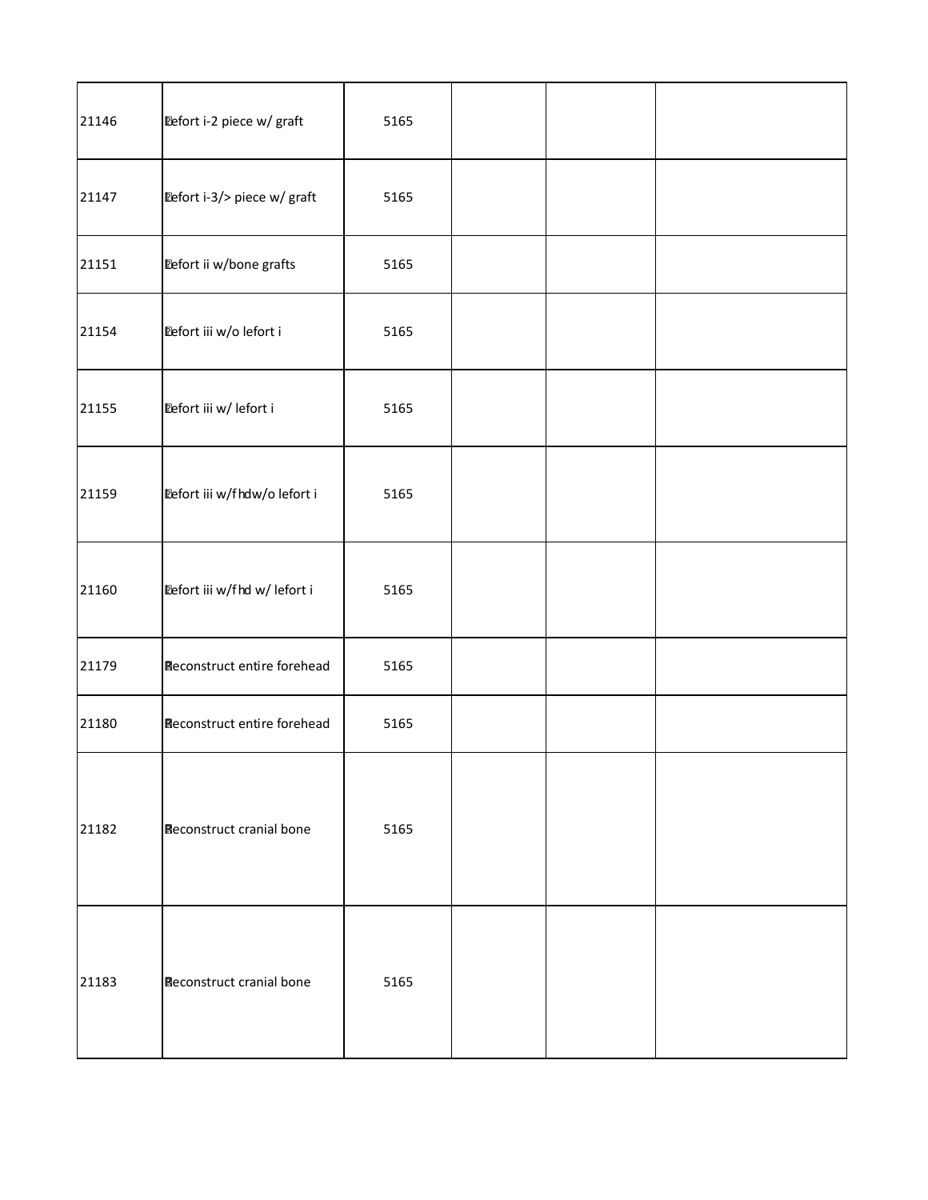| | | | | | |
|---|---|---|---|---|---|
| 21146 | Lefort i-2 piece w/ graft | 5165 | | | |
| 21147 | Lefort i-3/> piece w/ graft | 5165 | | | |
| 21151 | Lefort ii w/bone grafts | 5165 | | | |
| 21154 | Lefort iii w/o lefort i | 5165 | | | |
| 21155 | Lefort iii w/ lefort i | 5165 | | | |
| 21159 | Lefort iii w/fhdw/o lefort i | 5165 | | | |
| 21160 | Lefort iii w/fhd w/ lefort i | 5165 | | | |
| 21179 | Reconstruct entire forehead | 5165 | | | |
| 21180 | Reconstruct entire forehead | 5165 | | | |
| 21182 | Reconstruct cranial bone | 5165 | | | |
| 21183 | Reconstruct cranial bone | 5165 | | | |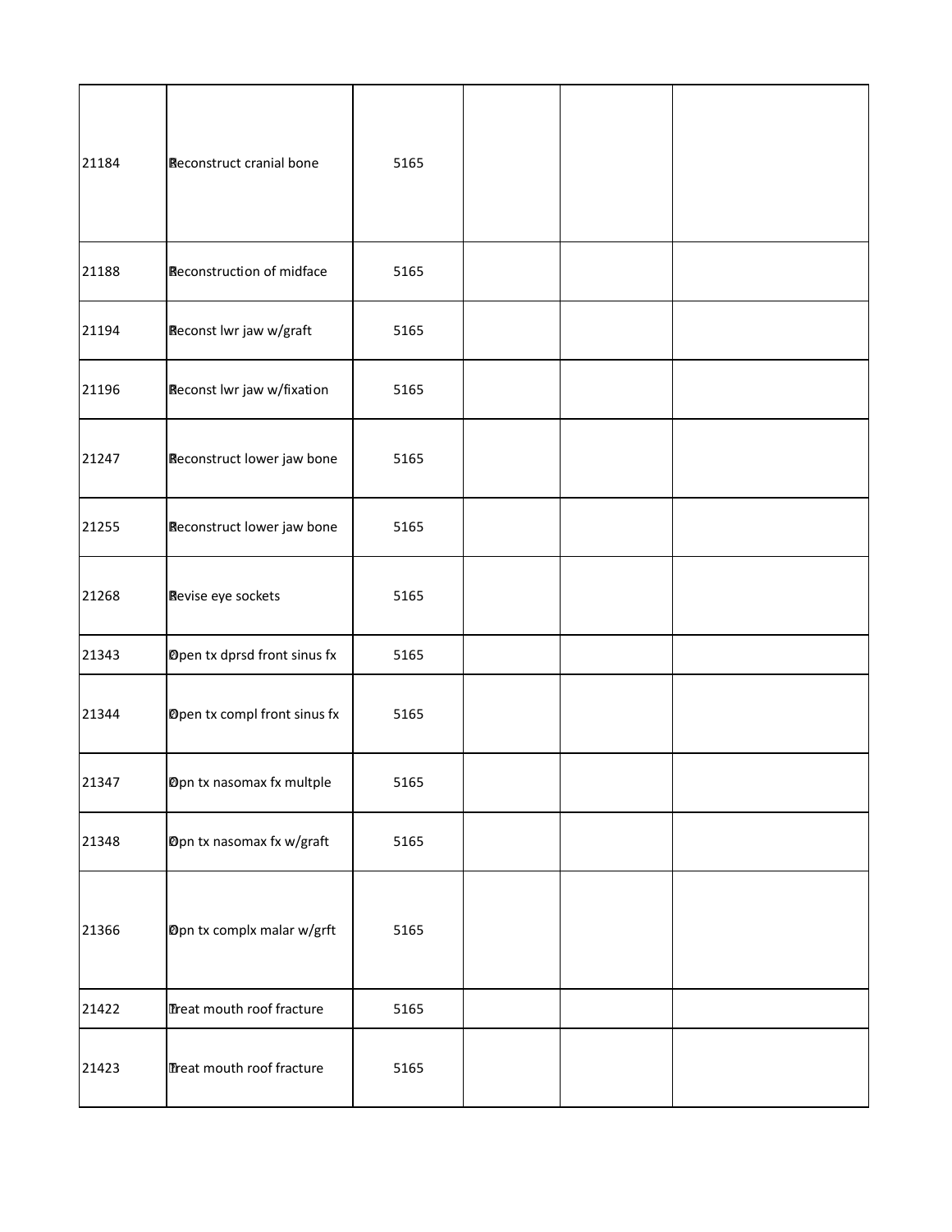| | | | | | |
|---|---|---|---|---|---|
| 21184 | Reconstruct cranial bone | 5165 | | | |
| 21188 | Reconstruction of midface | 5165 | | | |
| 21194 | Reconst lwr jaw w/graft | 5165 | | | |
| 21196 | Reconst lwr jaw w/fixation | 5165 | | | |
| 21247 | Reconstruct lower jaw bone | 5165 | | | |
| 21255 | Reconstruct lower jaw bone | 5165 | | | |
| 21268 | Revise eye sockets | 5165 | | | |
| 21343 | Open tx dprsd front sinus fx | 5165 | | | |
| 21344 | Open tx compl front sinus fx | 5165 | | | |
| 21347 | Opn tx nasomax fx multple | 5165 | | | |
| 21348 | Opn tx nasomax fx w/graft | 5165 | | | |
| 21366 | Opn tx complx malar w/grft | 5165 | | | |
| 21422 | Treat mouth roof fracture | 5165 | | | |
| 21423 | Treat mouth roof fracture | 5165 | | | |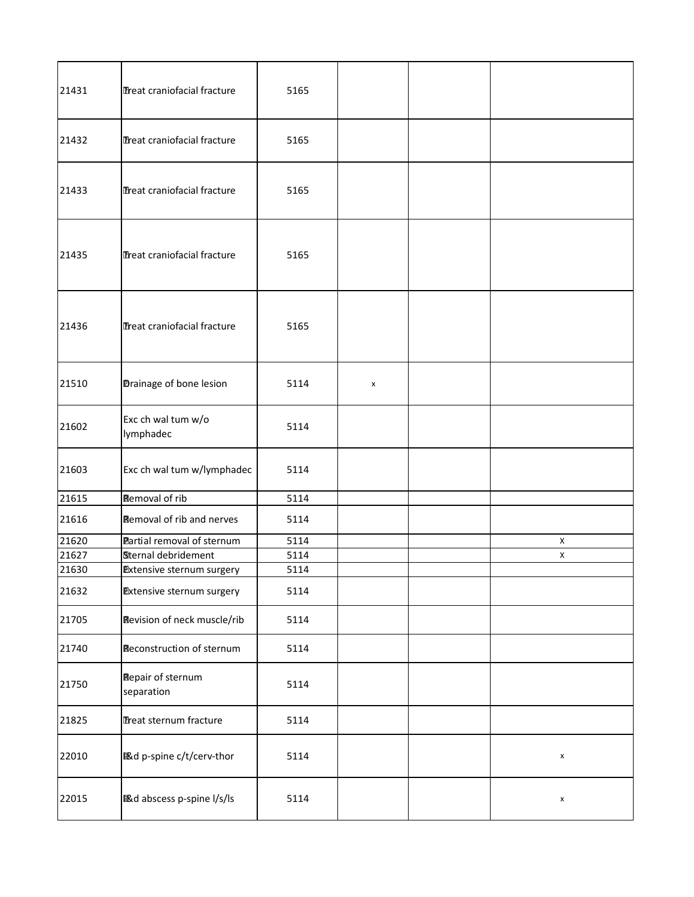| | | | | | |
|---|---|---|---|---|---|
| 21431 | Treat craniofacial fracture | 5165 | | | |
| 21432 | Treat craniofacial fracture | 5165 | | | |
| 21433 | Treat craniofacial fracture | 5165 | | | |
| 21435 | Treat craniofacial fracture | 5165 | | | |
| 21436 | Treat craniofacial fracture | 5165 | | | |
| 21510 | Drainage of bone lesion | 5114 | x | | |
| 21602 | Exc ch wal tum w/o lymphadec | 5114 | | | |
| 21603 | Exc ch wal tum w/lymphadec | 5114 | | | |
| 21615 | Removal of rib | 5114 | | | |
| 21616 | Removal of rib and nerves | 5114 | | | |
| 21620 | Partial removal of sternum | 5114 | | | X |
| 21627 | Sternal debridement | 5114 | | | X |
| 21630 | Extensive sternum surgery | 5114 | | | |
| 21632 | Extensive sternum surgery | 5114 | | | |
| 21705 | Revision of neck muscle/rib | 5114 | | | |
| 21740 | Reconstruction of sternum | 5114 | | | |
| 21750 | Repair of sternum separation | 5114 | | | |
| 21825 | Treat sternum fracture | 5114 | | | |
| 22010 | I&d p-spine c/t/cerv-thor | 5114 | | | x |
| 22015 | I&d abscess p-spine l/s/ls | 5114 | | | x |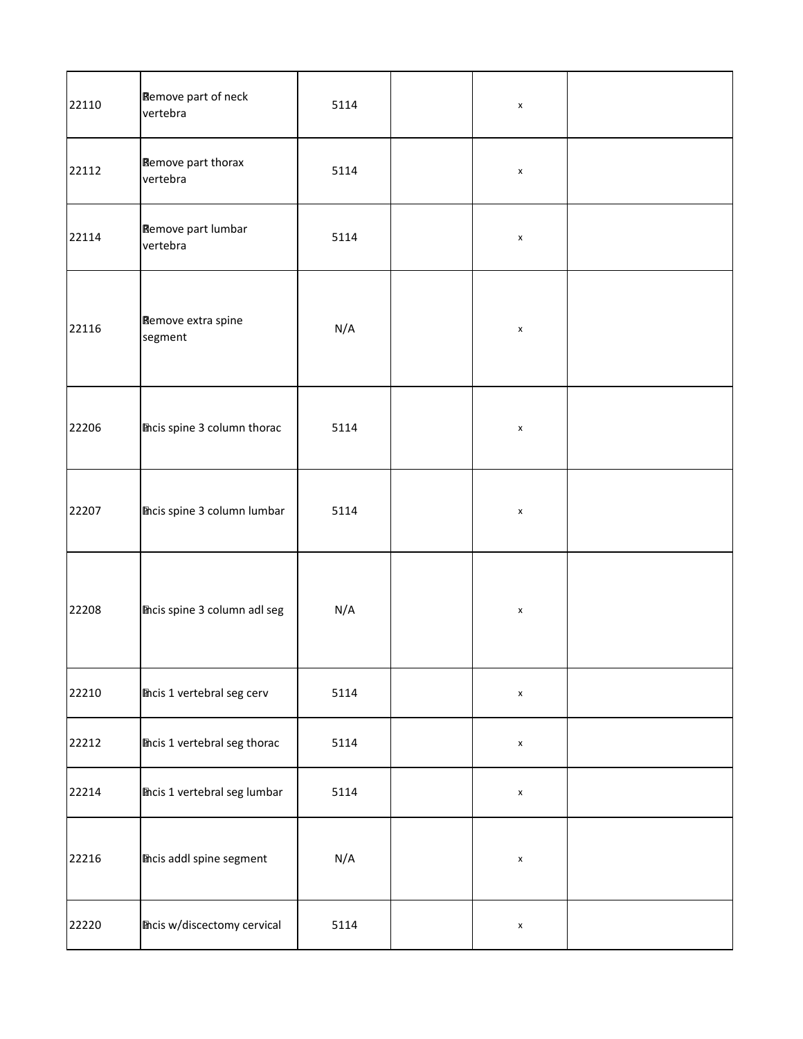| | | | | | |
|---|---|---|---|---|---|
| 22110 | Remove part of neck vertebra | 5114 | | x | |
| 22112 | Remove part thorax vertebra | 5114 | | x | |
| 22114 | Remove part lumbar vertebra | 5114 | | x | |
| 22116 | Remove extra spine segment | N/A | | x | |
| 22206 | Incis spine 3 column thorac | 5114 | | x | |
| 22207 | Incis spine 3 column lumbar | 5114 | | x | |
| 22208 | Incis spine 3 column adl seg | N/A | | x | |
| 22210 | Incis 1 vertebral seg cerv | 5114 | | x | |
| 22212 | Incis 1 vertebral seg thorac | 5114 | | x | |
| 22214 | Incis 1 vertebral seg lumbar | 5114 | | x | |
| 22216 | Incis addl spine segment | N/A | | x | |
| 22220 | Incis w/discectomy cervical | 5114 | | x | |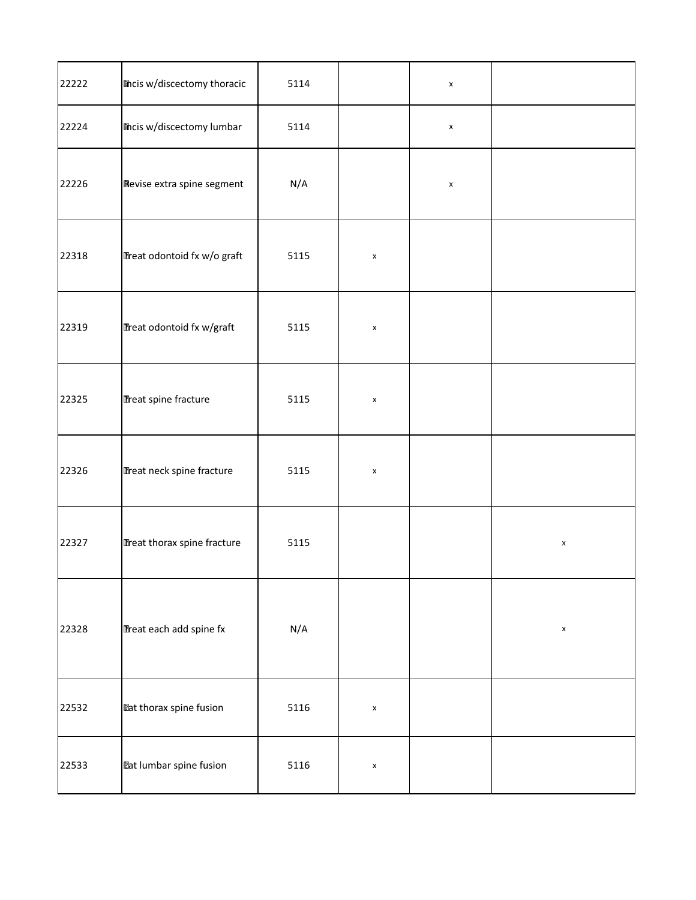| | | | | | |
|---|---|---|---|---|---|
| 22222 | Incis w/discectomy thoracic | 5114 | | x | |
| 22224 | Incis w/discectomy lumbar | 5114 | | x | |
| 22226 | Revise extra spine segment | N/A | | x | |
| 22318 | Treat odontoid fx w/o graft | 5115 | x | | |
| 22319 | Treat odontoid fx w/graft | 5115 | x | | |
| 22325 | Treat spine fracture | 5115 | x | | |
| 22326 | Treat neck spine fracture | 5115 | x | | |
| 22327 | Treat thorax spine fracture | 5115 | | | x |
| 22328 | Treat each add spine fx | N/A | | | x |
| 22532 | Lat thorax spine fusion | 5116 | x | | |
| 22533 | Lat lumbar spine fusion | 5116 | x | | |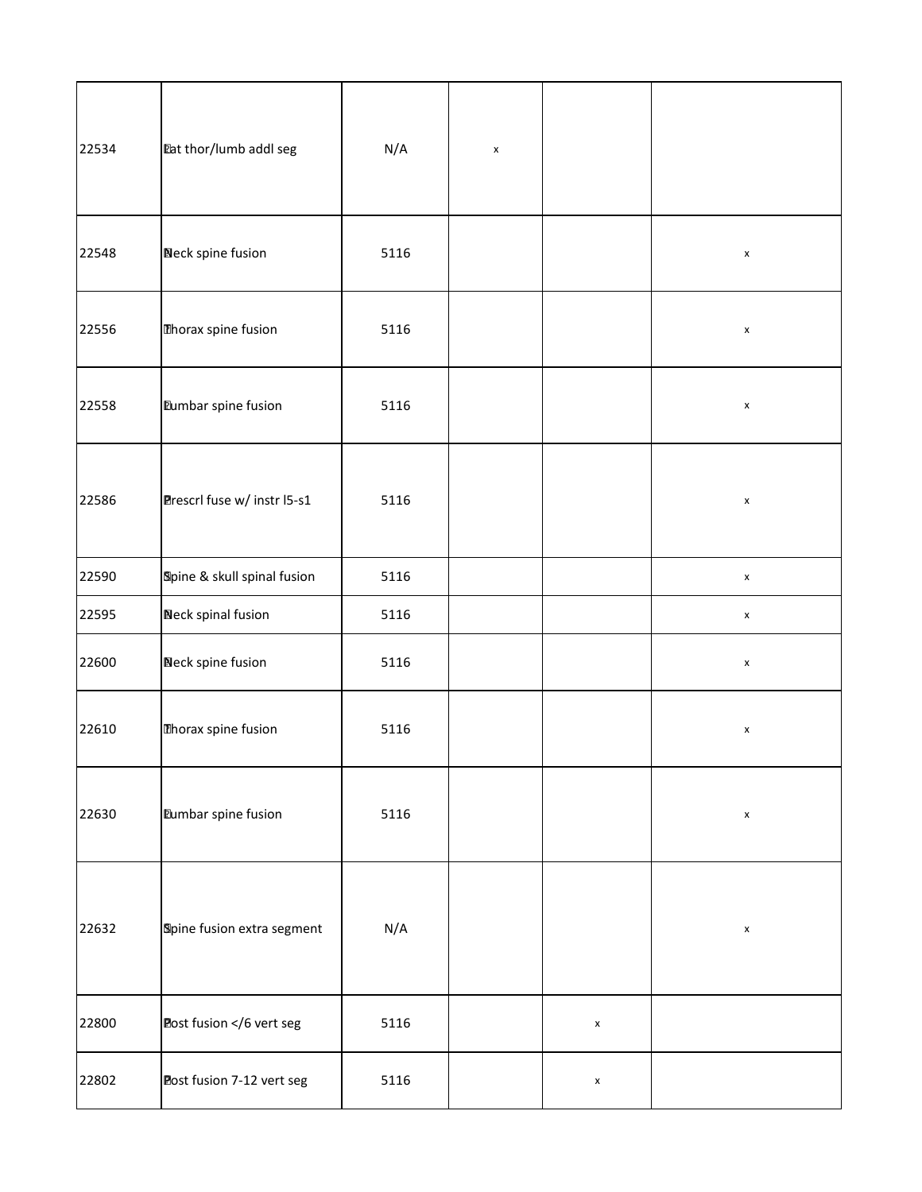| | | | | | |
|---|---|---|---|---|---|
| 22534 | Lat thor/lumb addl seg | N/A | x | | |
| 22548 | Neck spine fusion | 5116 | | | x |
| 22556 | Thorax spine fusion | 5116 | | | x |
| 22558 | Lumbar spine fusion | 5116 | | | x |
| 22586 | Prescrl fuse w/ instr l5-s1 | 5116 | | | x |
| 22590 | Spine & skull spinal fusion | 5116 | | | x |
| 22595 | Neck spinal fusion | 5116 | | | x |
| 22600 | Neck spine fusion | 5116 | | | x |
| 22610 | Thorax spine fusion | 5116 | | | x |
| 22630 | Lumbar spine fusion | 5116 | | | x |
| 22632 | Spine fusion extra segment | N/A | | | x |
| 22800 | Post fusion </6 vert seg | 5116 | | x | |
| 22802 | Post fusion 7-12 vert seg | 5116 | | x | |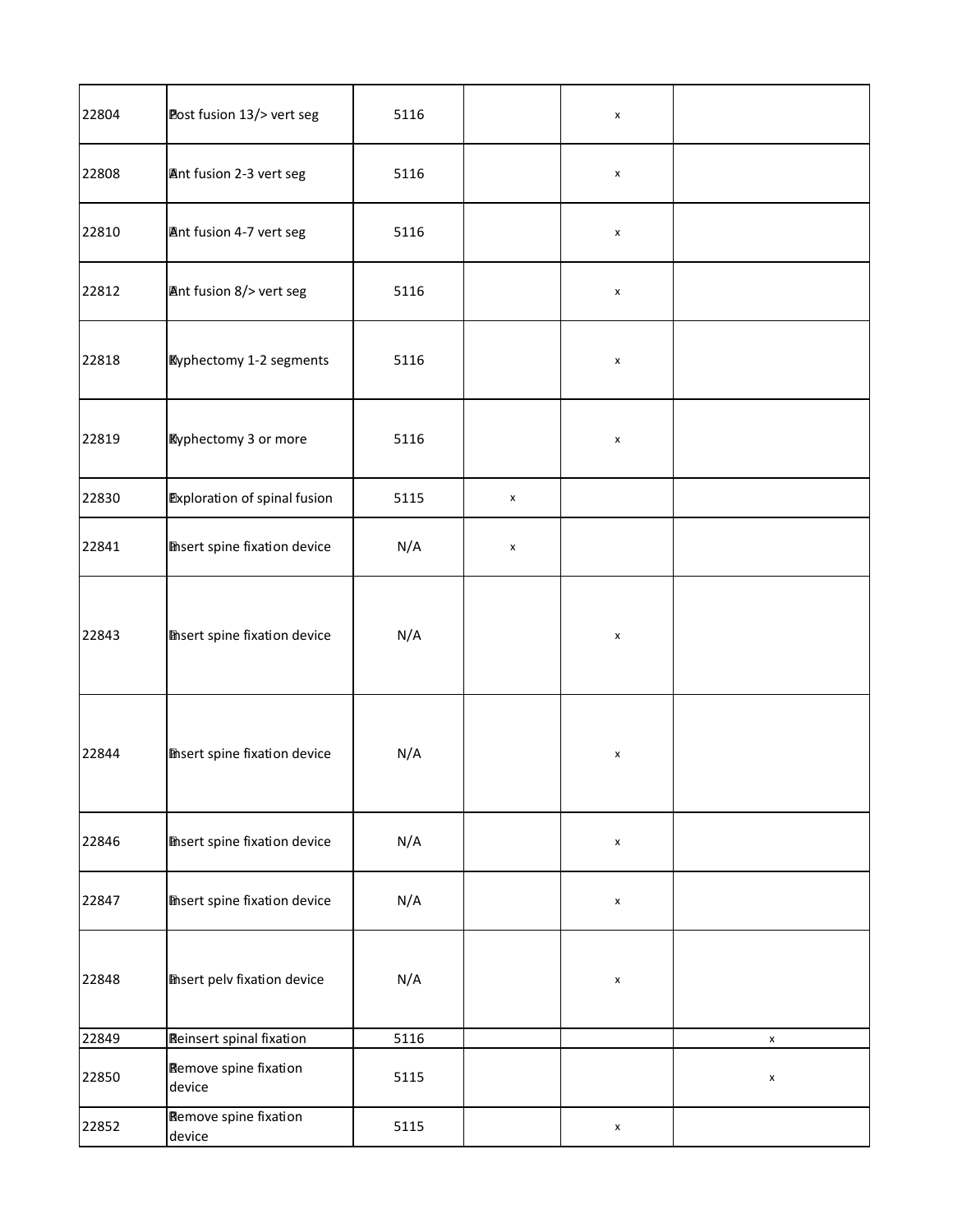| | | | | | |
|---|---|---|---|---|---|
| 22804 | Post fusion 13/> vert seg | 5116 | | x | |
| 22808 | Ant fusion 2-3 vert seg | 5116 | | x | |
| 22810 | Ant fusion 4-7 vert seg | 5116 | | x | |
| 22812 | Ant fusion 8/> vert seg | 5116 | | x | |
| 22818 | Kyphectomy 1-2 segments | 5116 | | x | |
| 22819 | Kyphectomy 3 or more | 5116 | | x | |
| 22830 | Exploration of spinal fusion | 5115 | x | | |
| 22841 | Insert spine fixation device | N/A | x | | |
| 22843 | Insert spine fixation device | N/A | | x | |
| 22844 | Insert spine fixation device | N/A | | x | |
| 22846 | Insert spine fixation device | N/A | | x | |
| 22847 | Insert spine fixation device | N/A | | x | |
| 22848 | Insert pelv fixation device | N/A | | x | |
| 22849 | Reinsert spinal fixation | 5116 | | | x |
| 22850 | Remove spine fixation device | 5115 | | | x |
| 22852 | Remove spine fixation device | 5115 | | x | |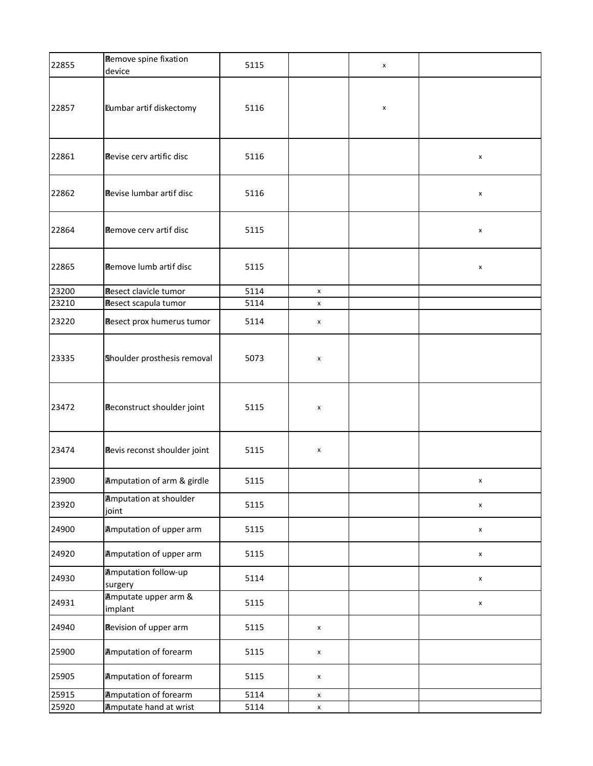| | | | | | |
|---|---|---|---|---|---|
| 22855 | Remove spine fixation device | 5115 | | x | |
| 22857 | Lumbar artif diskectomy | 5116 | | x | |
| 22861 | Revise cerv artific disc | 5116 | | | x |
| 22862 | Revise lumbar artif disc | 5116 | | | x |
| 22864 | Remove cerv artif disc | 5115 | | | x |
| 22865 | Remove lumb artif disc | 5115 | | | x |
| 23200 | Resect clavicle tumor | 5114 | x | | |
| 23210 | Resect scapula tumor | 5114 | x | | |
| 23220 | Resect prox humerus tumor | 5114 | x | | |
| 23335 | Shoulder prosthesis removal | 5073 | x | | |
| 23472 | Reconstruct shoulder joint | 5115 | x | | |
| 23474 | Revis reconst shoulder joint | 5115 | x | | |
| 23900 | Amputation of arm & girdle | 5115 | | | x |
| 23920 | Amputation at shoulder joint | 5115 | | | x |
| 24900 | Amputation of upper arm | 5115 | | | x |
| 24920 | Amputation of upper arm | 5115 | | | x |
| 24930 | Amputation follow-up surgery | 5114 | | | x |
| 24931 | Amputate upper arm & implant | 5115 | | | x |
| 24940 | Revision of upper arm | 5115 | x | | |
| 25900 | Amputation of forearm | 5115 | x | | |
| 25905 | Amputation of forearm | 5115 | x | | |
| 25915 | Amputation of forearm | 5114 | x | | |
| 25920 | Amputate hand at wrist | 5114 | x | | |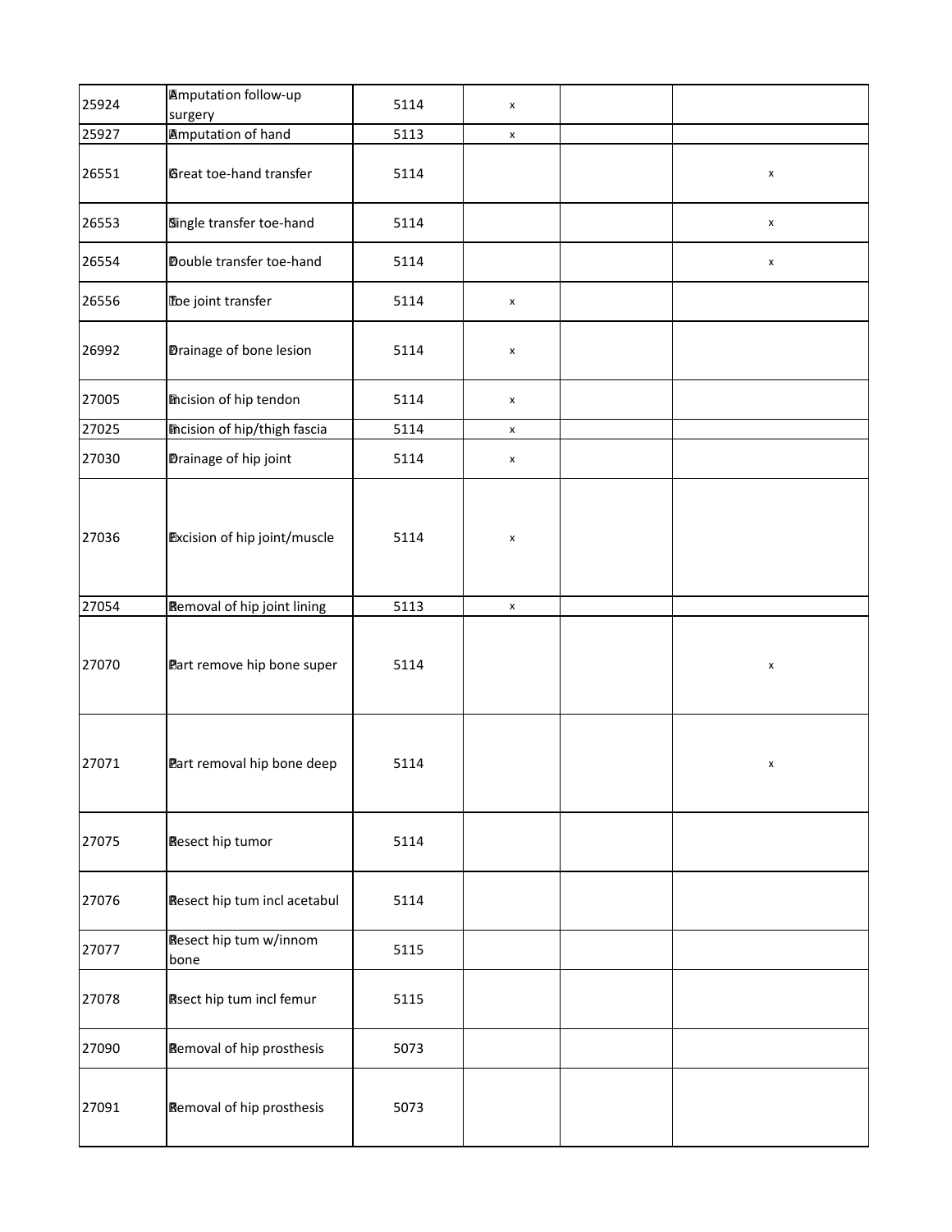| | | | | | |
|---|---|---|---|---|---|
| 25924 | Amputation follow-up surgery | 5114 | x | | |
| 25927 | Amputation of hand | 5113 | x | | |
| 26551 | Great toe-hand transfer | 5114 | | | x |
| 26553 | Single transfer toe-hand | 5114 | | | x |
| 26554 | Double transfer toe-hand | 5114 | | | x |
| 26556 | Toe joint transfer | 5114 | x | | |
| 26992 | Drainage of bone lesion | 5114 | x | | |
| 27005 | Incision of hip tendon | 5114 | x | | |
| 27025 | Incision of hip/thigh fascia | 5114 | x | | |
| 27030 | Drainage of hip joint | 5114 | x | | |
| 27036 | Excision of hip joint/muscle | 5114 | x | | |
| 27054 | Removal of hip joint lining | 5113 | x | | |
| 27070 | Part remove hip bone super | 5114 | | | x |
| 27071 | Part removal hip bone deep | 5114 | | | x |
| 27075 | Resect hip tumor | 5114 | | | |
| 27076 | Resect hip tum incl acetabul | 5114 | | | |
| 27077 | Resect hip tum w/innom bone | 5115 | | | |
| 27078 | Rsect hip tum incl femur | 5115 | | | |
| 27090 | Removal of hip prosthesis | 5073 | | | |
| 27091 | Removal of hip prosthesis | 5073 | | | |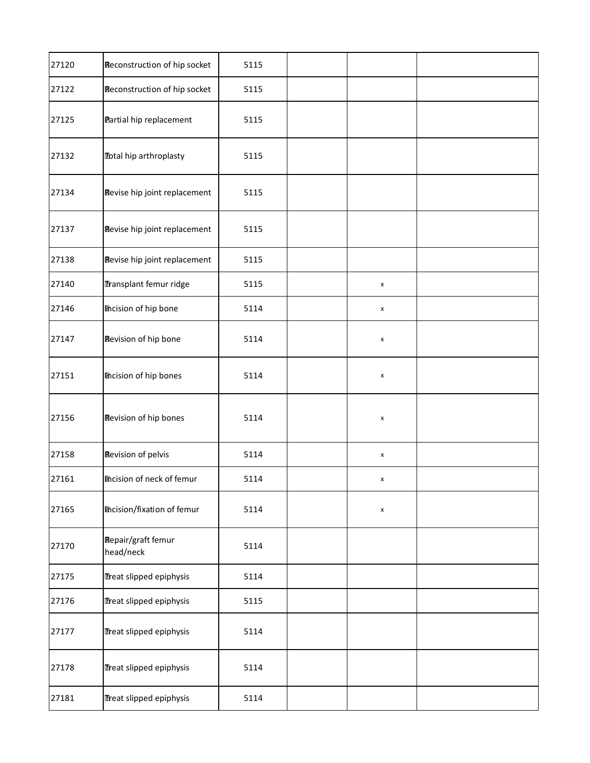| | | | | | |
|---|---|---|---|---|---|
| 27120 | Reconstruction of hip socket | 5115 | | | |
| 27122 | Reconstruction of hip socket | 5115 | | | |
| 27125 | Partial hip replacement | 5115 | | | |
| 27132 | Total hip arthroplasty | 5115 | | | |
| 27134 | Revise hip joint replacement | 5115 | | | |
| 27137 | Revise hip joint replacement | 5115 | | | |
| 27138 | Revise hip joint replacement | 5115 | | | |
| 27140 | Transplant femur ridge | 5115 | | x | |
| 27146 | Incision of hip bone | 5114 | | x | |
| 27147 | Revision of hip bone | 5114 | | x | |
| 27151 | Incision of hip bones | 5114 | | x | |
| 27156 | Revision of hip bones | 5114 | | x | |
| 27158 | Revision of pelvis | 5114 | | x | |
| 27161 | Incision of neck of femur | 5114 | | x | |
| 27165 | Incision/fixation of femur | 5114 | | x | |
| 27170 | Repair/graft femur head/neck | 5114 | | | |
| 27175 | Treat slipped epiphysis | 5114 | | | |
| 27176 | Treat slipped epiphysis | 5115 | | | |
| 27177 | Treat slipped epiphysis | 5114 | | | |
| 27178 | Treat slipped epiphysis | 5114 | | | |
| 27181 | Treat slipped epiphysis | 5114 | | | |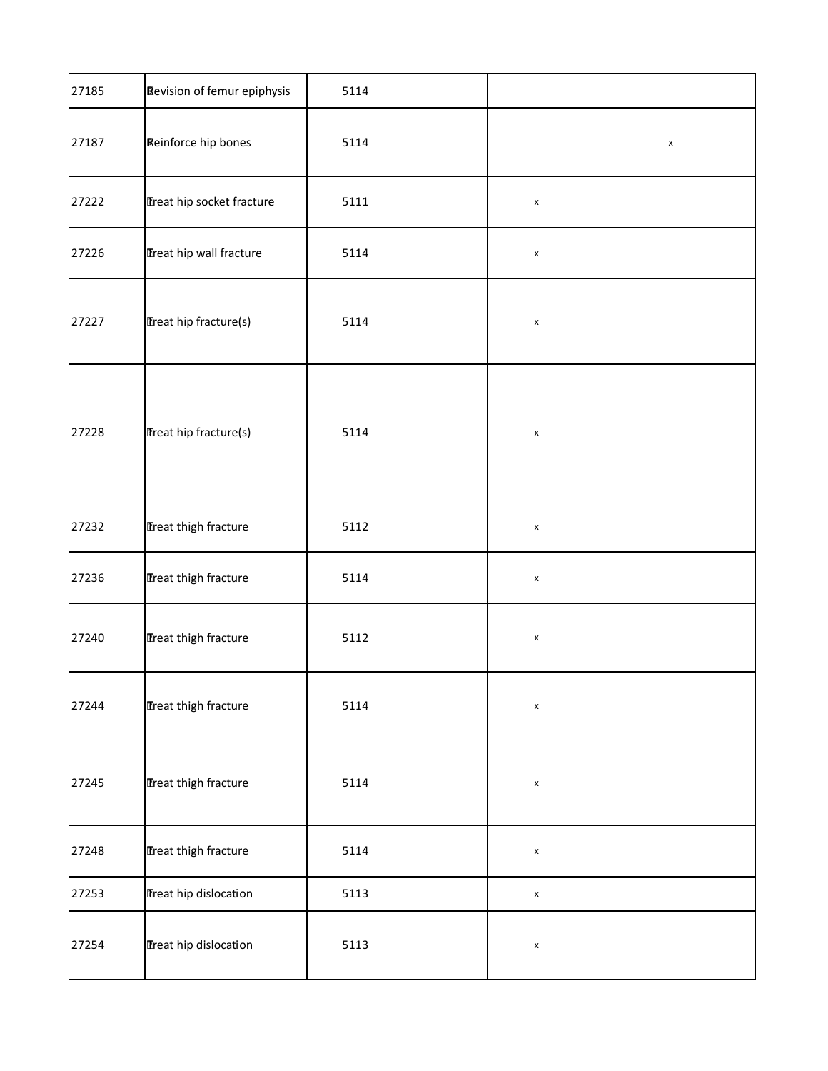| | | | | | |
|---|---|---|---|---|---|
| 27185 | Revision of femur epiphysis | 5114 | | | |
| 27187 | Reinforce hip bones | 5114 | | | x |
| 27222 | Treat hip socket fracture | 5111 | | x | |
| 27226 | Treat hip wall fracture | 5114 | | x | |
| 27227 | Treat hip fracture(s) | 5114 | | x | |
| 27228 | Treat hip fracture(s) | 5114 | | x | |
| 27232 | Treat thigh fracture | 5112 | | x | |
| 27236 | Treat thigh fracture | 5114 | | x | |
| 27240 | Treat thigh fracture | 5112 | | x | |
| 27244 | Treat thigh fracture | 5114 | | x | |
| 27245 | Treat thigh fracture | 5114 | | x | |
| 27248 | Treat thigh fracture | 5114 | | x | |
| 27253 | Treat hip dislocation | 5113 | | x | |
| 27254 | Treat hip dislocation | 5113 | | x | |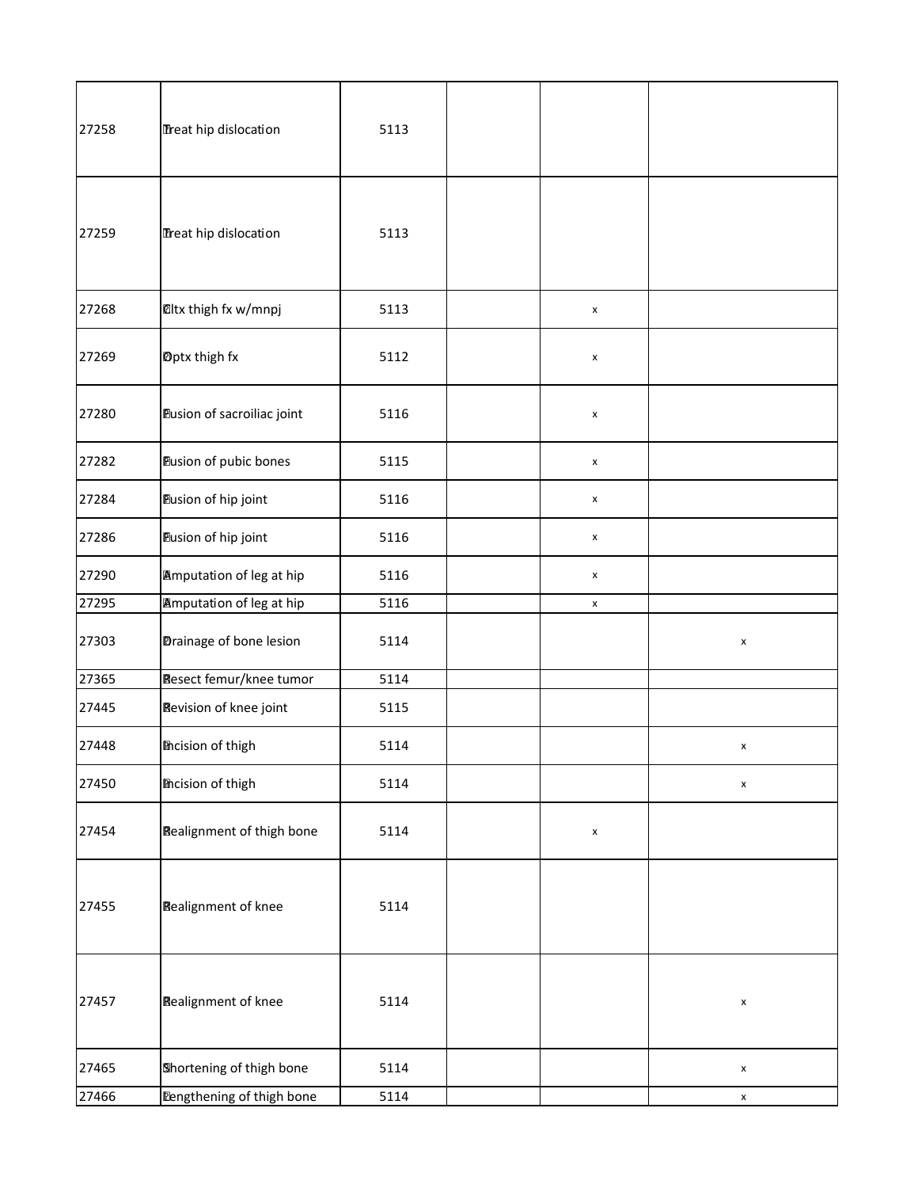| | | | | | |
|---|---|---|---|---|---|
| 27258 | Treat hip dislocation | 5113 | | | |
| 27259 | Treat hip dislocation | 5113 | | | |
| 27268 | Cltx thigh fx w/mnpj | 5113 | | x | |
| 27269 | Optx thigh fx | 5112 | | x | |
| 27280 | Fusion of sacroiliac joint | 5116 | | x | |
| 27282 | Fusion of pubic bones | 5115 | | x | |
| 27284 | Fusion of hip joint | 5116 | | x | |
| 27286 | Fusion of hip joint | 5116 | | x | |
| 27290 | Amputation of leg at hip | 5116 | | x | |
| 27295 | Amputation of leg at hip | 5116 | | x | |
| 27303 | Drainage of bone lesion | 5114 | | | x |
| 27365 | Resect femur/knee tumor | 5114 | | | |
| 27445 | Revision of knee joint | 5115 | | | |
| 27448 | Incision of thigh | 5114 | | | x |
| 27450 | Incision of thigh | 5114 | | | x |
| 27454 | Realignment of thigh bone | 5114 | | x | |
| 27455 | Realignment of knee | 5114 | | | |
| 27457 | Realignment of knee | 5114 | | | x |
| 27465 | Shortening of thigh bone | 5114 | | | x |
| 27466 | Lengthening of thigh bone | 5114 | | | x |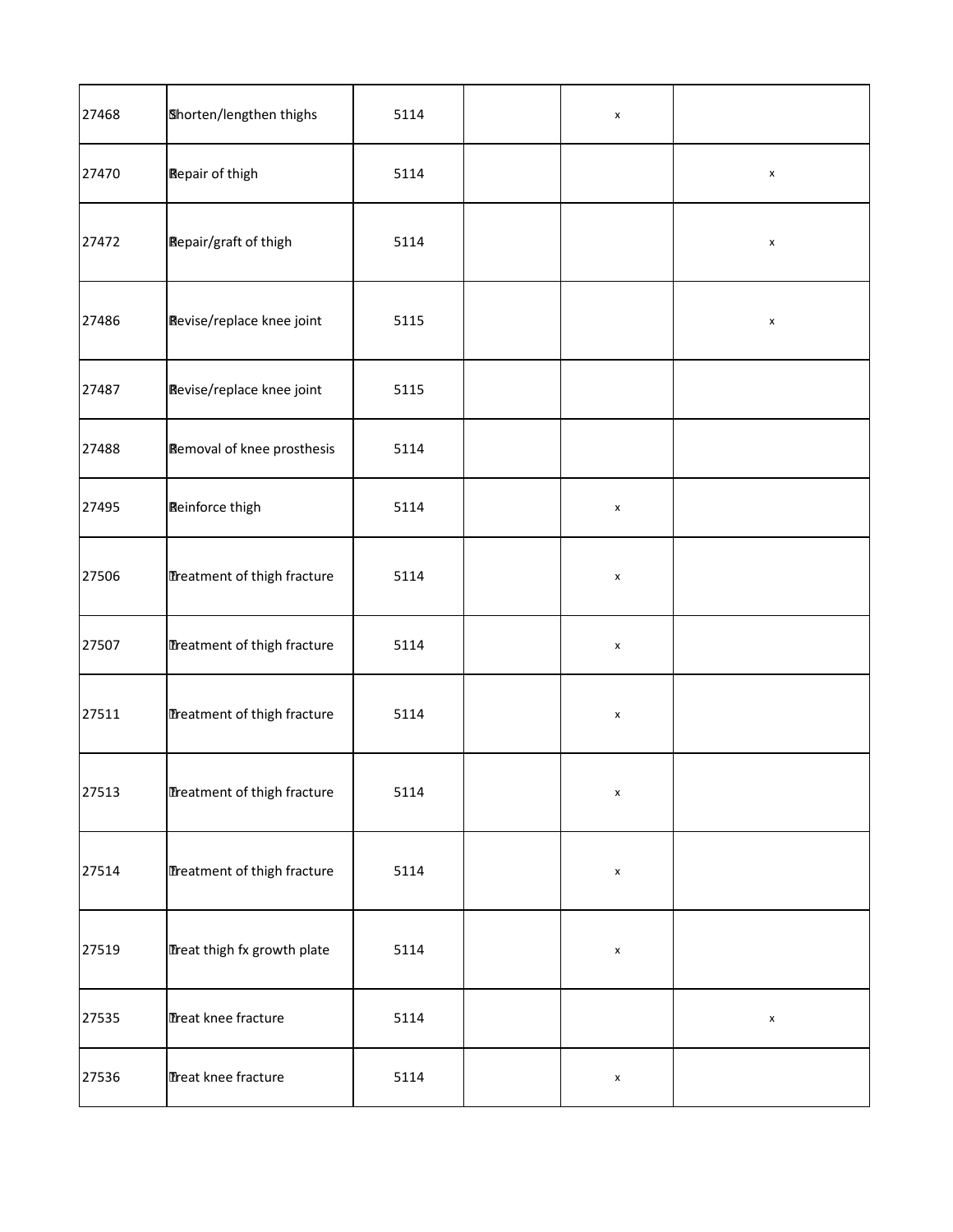| | | | | | |
|---|---|---|---|---|---|
| 27468 | Shorten/lengthen thighs | 5114 | | x | |
| 27470 | Repair of thigh | 5114 | | | x |
| 27472 | Repair/graft of thigh | 5114 | | | x |
| 27486 | Revise/replace knee joint | 5115 | | | x |
| 27487 | Revise/replace knee joint | 5115 | | | |
| 27488 | Removal of knee prosthesis | 5114 | | | |
| 27495 | Reinforce thigh | 5114 | | x | |
| 27506 | Treatment of thigh fracture | 5114 | | x | |
| 27507 | Treatment of thigh fracture | 5114 | | x | |
| 27511 | Treatment of thigh fracture | 5114 | | x | |
| 27513 | Treatment of thigh fracture | 5114 | | x | |
| 27514 | Treatment of thigh fracture | 5114 | | x | |
| 27519 | Treat thigh fx growth plate | 5114 | | x | |
| 27535 | Treat knee fracture | 5114 | | | x |
| 27536 | Treat knee fracture | 5114 | | x | |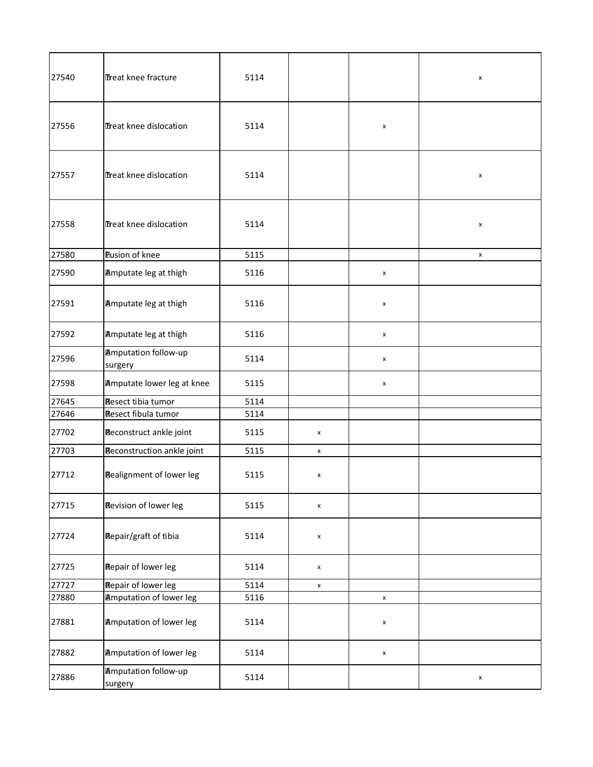| | | | | | |
|---|---|---|---|---|---|
| 27540 | Treat knee fracture | 5114 | | | x |
| 27556 | Treat knee dislocation | 5114 | | x | |
| 27557 | Treat knee dislocation | 5114 | | | x |
| 27558 | Treat knee dislocation | 5114 | | | x |
| 27580 | Fusion of knee | 5115 | | | x |
| 27590 | Amputate leg at thigh | 5116 | | x | |
| 27591 | Amputate leg at thigh | 5116 | | x | |
| 27592 | Amputate leg at thigh | 5116 | | x | |
| 27596 | Amputation follow-up surgery | 5114 | | x | |
| 27598 | Amputate lower leg at knee | 5115 | | x | |
| 27645 | Resect tibia tumor | 5114 | | | |
| 27646 | Resect fibula tumor | 5114 | | | |
| 27702 | Reconstruct ankle joint | 5115 | x | | |
| 27703 | Reconstruction ankle joint | 5115 | x | | |
| 27712 | Realignment of lower leg | 5115 | x | | |
| 27715 | Revision of lower leg | 5115 | x | | |
| 27724 | Repair/graft of tibia | 5114 | x | | |
| 27725 | Repair of lower leg | 5114 | x | | |
| 27727 | Repair of lower leg | 5114 | x | | |
| 27880 | Amputation of lower leg | 5116 | | x | |
| 27881 | Amputation of lower leg | 5114 | | x | |
| 27882 | Amputation of lower leg | 5114 | | x | |
| 27886 | Amputation follow-up surgery | 5114 | | | x |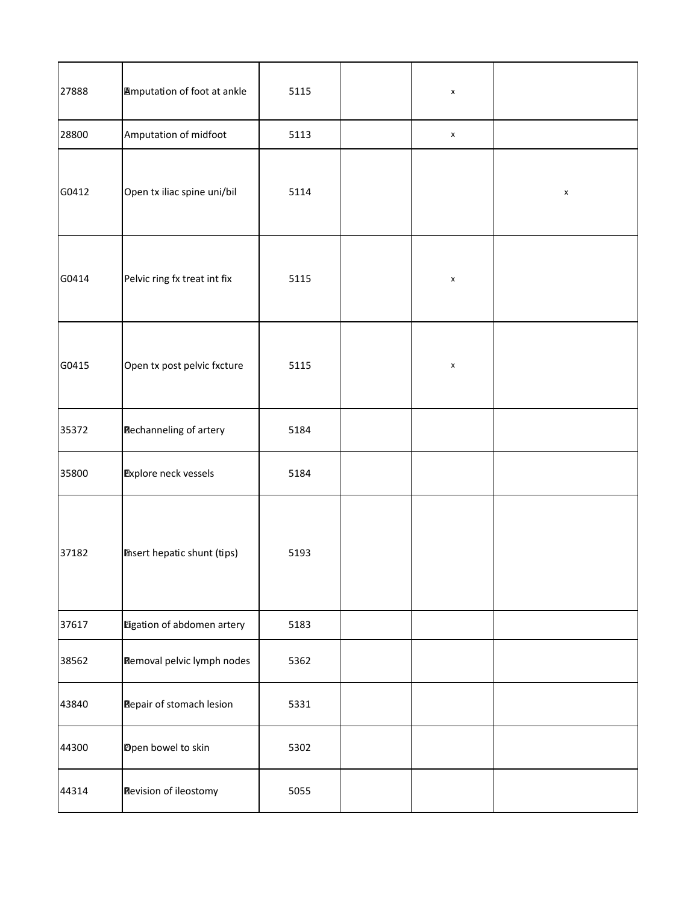| | | | | | |
|---|---|---|---|---|---|
| 27888 | Amputation of foot at ankle | 5115 | | x | |
| 28800 | Amputation of midfoot | 5113 | | x | |
| G0412 | Open tx iliac spine uni/bil | 5114 | | | x |
| G0414 | Pelvic ring fx treat int fix | 5115 | | x | |
| G0415 | Open tx post pelvic fxcture | 5115 | | x | |
| 35372 | Rechanneling of artery | 5184 | | | |
| 35800 | Explore neck vessels | 5184 | | | |
| 37182 | Insert hepatic shunt (tips) | 5193 | | | |
| 37617 | Ligation of abdomen artery | 5183 | | | |
| 38562 | Removal pelvic lymph nodes | 5362 | | | |
| 43840 | Repair of stomach lesion | 5331 | | | |
| 44300 | Open bowel to skin | 5302 | | | |
| 44314 | Revision of ileostomy | 5055 | | | |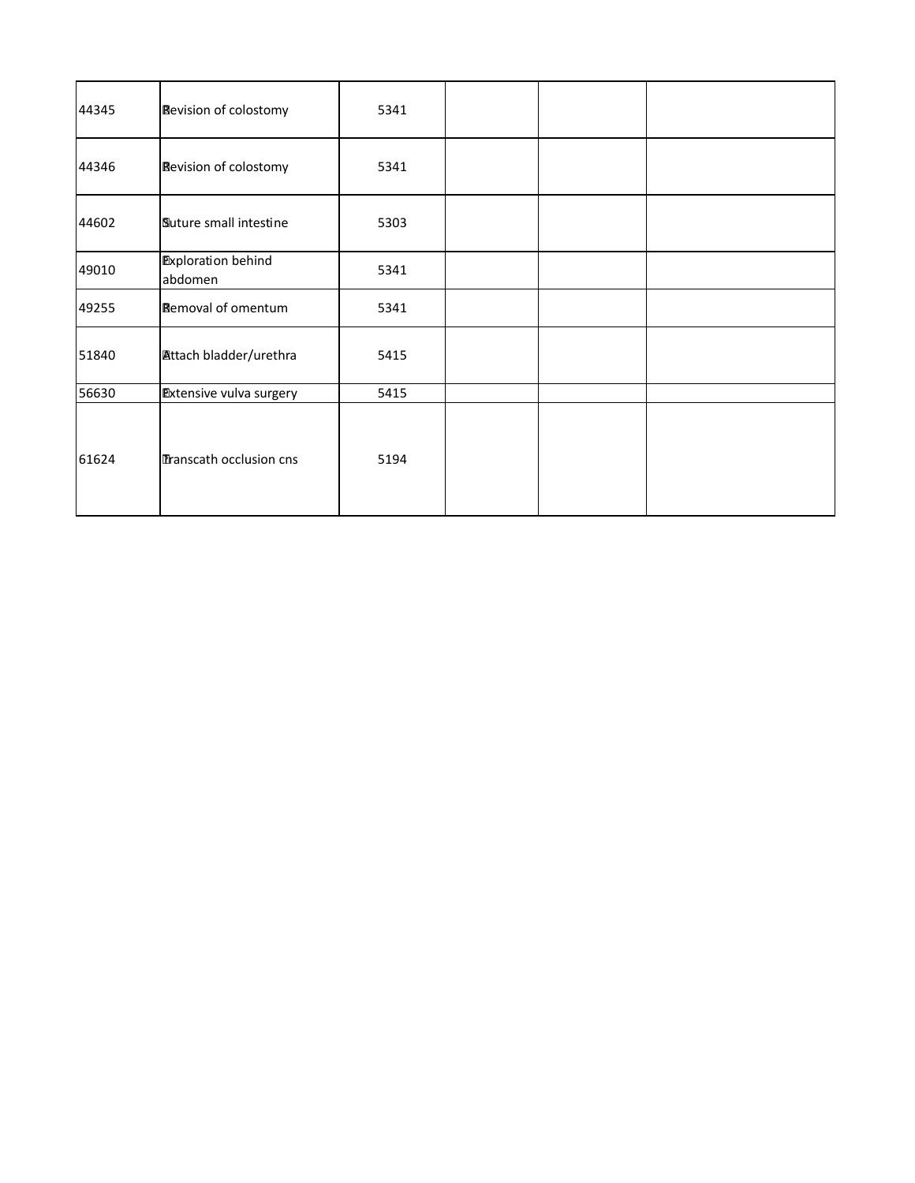| | | | | | |
|---|---|---|---|---|---|
| 44345 | Revision of colostomy | 5341 | | | |
| 44346 | Revision of colostomy | 5341 | | | |
| 44602 | Suture small intestine | 5303 | | | |
| 49010 | Exploration behind abdomen | 5341 | | | |
| 49255 | Removal of omentum | 5341 | | | |
| 51840 | Attach bladder/urethra | 5415 | | | |
| 56630 | Extensive vulva surgery | 5415 | | | |
| 61624 | Transcath occlusion cns | 5194 | | | |